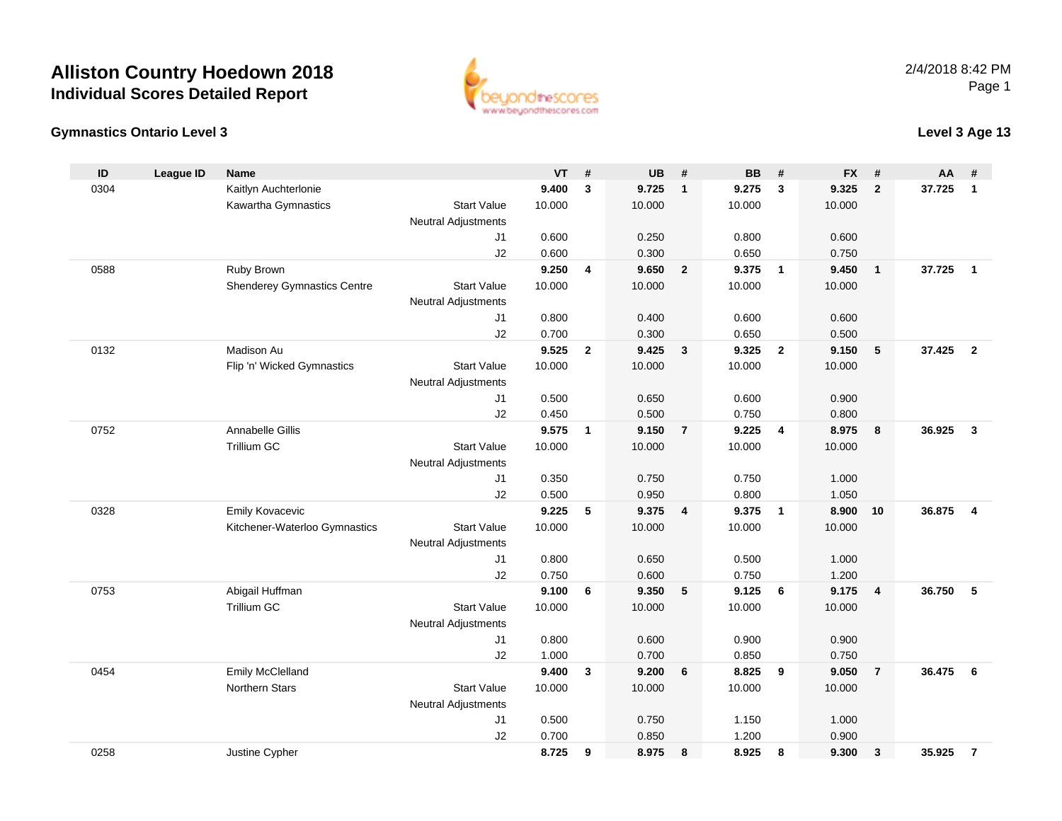# Alliston Country Hoedown 2018
## Individual Scores Detailed Report

2/4/2018 8:42 PM

### Gymnastics Ontario Level 3

### Level 3 Age 13

| ID | League ID | Name | | VT | # | UB | # | BB | # | FX | # | AA | # |
|---|---|---|---|---|---|---|---|---|---|---|---|---|---|
| 0304 | | Kaitlyn Auchterlonie | | **9.400** | **3** | **9.725** | **1** | **9.275** | **3** | **9.325** | **2** | **37.725** | **1** |
| | | Kawartha Gymnastics | Start Value | 10.000 | | 10.000 | | 10.000 | | 10.000 | | | |
| | | | Neutral Adjustments | | | | | | | | | | |
| | | | J1 | 0.600 | | 0.250 | | 0.800 | | 0.600 | | | |
| | | | J2 | 0.600 | | 0.300 | | 0.650 | | 0.750 | | | |
| 0588 | | Ruby Brown | | **9.250** | **4** | **9.650** | **2** | **9.375** | **1** | **9.450** | **1** | **37.725** | **1** |
| | | Shenderey Gymnastics Centre | Start Value | 10.000 | | 10.000 | | 10.000 | | 10.000 | | | |
| | | | Neutral Adjustments | | | | | | | | | | |
| | | | J1 | 0.800 | | 0.400 | | 0.600 | | 0.600 | | | |
| | | | J2 | 0.700 | | 0.300 | | 0.650 | | 0.500 | | | |
| 0132 | | Madison Au | | **9.525** | **2** | **9.425** | **3** | **9.325** | **2** | **9.150** | **5** | **37.425** | **2** |
| | | Flip 'n' Wicked Gymnastics | Start Value | 10.000 | | 10.000 | | 10.000 | | 10.000 | | | |
| | | | Neutral Adjustments | | | | | | | | | | |
| | | | J1 | 0.500 | | 0.650 | | 0.600 | | 0.900 | | | |
| | | | J2 | 0.450 | | 0.500 | | 0.750 | | 0.800 | | | |
| 0752 | | Annabelle Gillis | | **9.575** | **1** | **9.150** | **7** | **9.225** | **4** | **8.975** | **8** | **36.925** | **3** |
| | | Trillium GC | Start Value | 10.000 | | 10.000 | | 10.000 | | 10.000 | | | |
| | | | Neutral Adjustments | | | | | | | | | | |
| | | | J1 | 0.350 | | 0.750 | | 0.750 | | 1.000 | | | |
| | | | J2 | 0.500 | | 0.950 | | 0.800 | | 1.050 | | | |
| 0328 | | Emily Kovacevic | | **9.225** | **5** | **9.375** | **4** | **9.375** | **1** | **8.900** | **10** | **36.875** | **4** |
| | | Kitchener-Waterloo Gymnastics | Start Value | 10.000 | | 10.000 | | 10.000 | | 10.000 | | | |
| | | | Neutral Adjustments | | | | | | | | | | |
| | | | J1 | 0.800 | | 0.650 | | 0.500 | | 1.000 | | | |
| | | | J2 | 0.750 | | 0.600 | | 0.750 | | 1.200 | | | |
| 0753 | | Abigail Huffman | | **9.100** | **6** | **9.350** | **5** | **9.125** | **6** | **9.175** | **4** | **36.750** | **5** |
| | | Trillium GC | Start Value | 10.000 | | 10.000 | | 10.000 | | 10.000 | | | |
| | | | Neutral Adjustments | | | | | | | | | | |
| | | | J1 | 0.800 | | 0.600 | | 0.900 | | 0.900 | | | |
| | | | J2 | 1.000 | | 0.700 | | 0.850 | | 0.750 | | | |
| 0454 | | Emily McClelland | | **9.400** | **3** | **9.200** | **6** | **8.825** | **9** | **9.050** | **7** | **36.475** | **6** |
| | | Northern Stars | Start Value | 10.000 | | 10.000 | | 10.000 | | 10.000 | | | |
| | | | Neutral Adjustments | | | | | | | | | | |
| | | | J1 | 0.500 | | 0.750 | | 1.150 | | 1.000 | | | |
| | | | J2 | 0.700 | | 0.850 | | 1.200 | | 0.900 | | | |
| 0258 | | Justine Cypher | | **8.725** | **9** | **8.975** | **8** | **8.925** | **8** | **9.300** | **3** | **35.925** | **7** |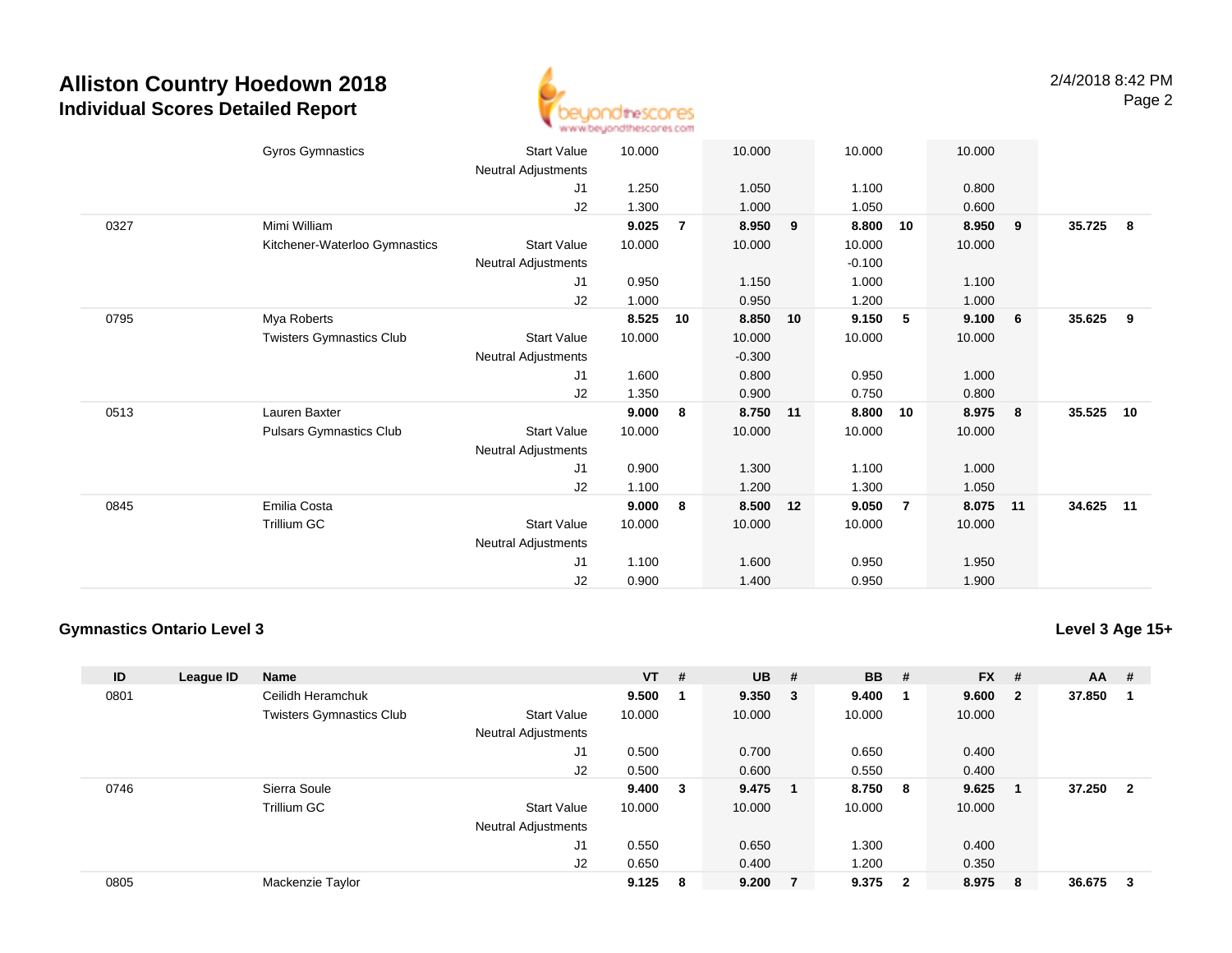| ID | League ID | Name | | VT | # | UB | # | BB | # | FX | # | AA | # |
|---|---|---|---|---|---|---|---|---|---|---|---|---|---|
| | | Gyros Gymnastics | Start Value | 10.000 | | 10.000 | | 10.000 | | 10.000 | | | |
| | | | Neutral Adjustments | | | | | | | | | | |
| | | | J1 | 1.250 | | 1.050 | | 1.100 | | 0.800 | | | |
| | | | J2 | 1.300 | | 1.000 | | 1.050 | | 0.600 | | | |
| 0327 | | Mimi William | | **9.025** | **7** | **8.950** | **9** | **8.800** | **10** | **8.950** | **9** | **35.725** | **8** |
| | | Kitchener-Waterloo Gymnastics | Start Value | 10.000 | | 10.000 | | 10.000 | | 10.000 | | | |
| | | | Neutral Adjustments | | | | | -0.100 | | | | | |
| | | | J1 | 0.950 | | 1.150 | | 1.000 | | 1.100 | | | |
| | | | J2 | 1.000 | | 0.950 | | 1.200 | | 1.000 | | | |
| 0795 | | Mya Roberts | | **8.525** | **10** | **8.850** | **10** | **9.150** | **5** | **9.100** | **6** | **35.625** | **9** |
| | | Twisters Gymnastics Club | Start Value | 10.000 | | 10.000 | | 10.000 | | 10.000 | | | |
| | | | Neutral Adjustments | | | -0.300 | | | | | | | |
| | | | J1 | 1.600 | | 0.800 | | 0.950 | | 1.000 | | | |
| | | | J2 | 1.350 | | 0.900 | | 0.750 | | 0.800 | | | |
| 0513 | | Lauren Baxter | | **9.000** | **8** | **8.750** | **11** | **8.800** | **10** | **8.975** | **8** | **35.525** | **10** |
| | | Pulsars Gymnastics Club | Start Value | 10.000 | | 10.000 | | 10.000 | | 10.000 | | | |
| | | | Neutral Adjustments | | | | | | | | | | |
| | | | J1 | 0.900 | | 1.300 | | 1.100 | | 1.000 | | | |
| | | | J2 | 1.100 | | 1.200 | | 1.300 | | 1.050 | | | |
| 0845 | | Emilia Costa | | **9.000** | **8** | **8.500** | **12** | **9.050** | **7** | **8.075** | **11** | **34.625** | **11** |
| | | Trillium GC | Start Value | 10.000 | | 10.000 | | 10.000 | | 10.000 | | | |
| | | | Neutral Adjustments | | | | | | | | | | |
| | | | J1 | 1.100 | | 1.600 | | 0.950 | | 1.950 | | | |
| | | | J2 | 0.900 | | 1.400 | | 0.950 | | 1.900 | | | |

### Gymnastics Ontario Level 3

### Level 3 Age 15+

| ID | League ID | Name | | VT | # | UB | # | BB | # | FX | # | AA | # |
|---|---|---|---|---|---|---|---|---|---|---|---|---|---|
| 0801 | | Ceilidh Heramchuk | | **9.500** | **1** | **9.350** | **3** | **9.400** | **1** | **9.600** | **2** | **37.850** | **1** |
| | | Twisters Gymnastics Club | Start Value | 10.000 | | 10.000 | | 10.000 | | 10.000 | | | |
| | | | Neutral Adjustments | | | | | | | | | | |
| | | | J1 | 0.500 | | 0.700 | | 0.650 | | 0.400 | | | |
| | | | J2 | 0.500 | | 0.600 | | 0.550 | | 0.400 | | | |
| 0746 | | Sierra Soule | | **9.400** | **3** | **9.475** | **1** | **8.750** | **8** | **9.625** | **1** | **37.250** | **2** |
| | | Trillium GC | Start Value | 10.000 | | 10.000 | | 10.000 | | 10.000 | | | |
| | | | Neutral Adjustments | | | | | | | | | | |
| | | | J1 | 0.550 | | 0.650 | | 1.300 | | 0.400 | | | |
| | | | J2 | 0.650 | | 0.400 | | 1.200 | | 0.350 | | | |
| 0805 | | Mackenzie Taylor | | **9.125** | **8** | **9.200** | **7** | **9.375** | **2** | **8.975** | **8** | **36.675** | **3** |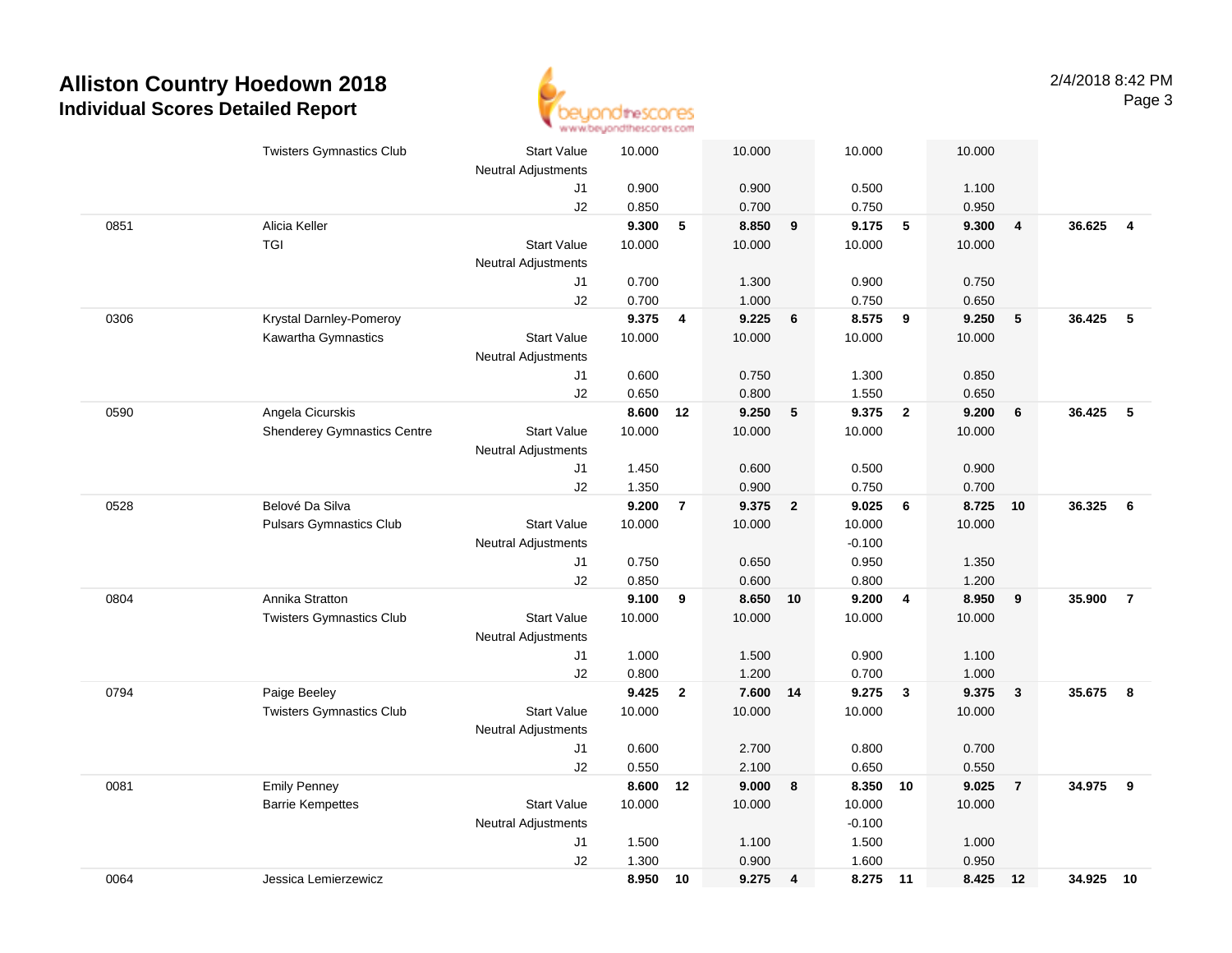# Alliston Country Hoedown 2018
## Individual Scores Detailed Report

| | | | | | | | | | | | | |
|---|---|---|---|---|---|---|---|---|---|---|---|---|
| | Twisters Gymnastics Club | Start Value | 10.000 | | 10.000 | | 10.000 | | 10.000 | | | |
| | | Neutral Adjustments | | | | | | | | | | |
| | | J1 | 0.900 | | 0.900 | | 0.500 | | 1.100 | | | |
| | | J2 | 0.850 | | 0.700 | | 0.750 | | 0.950 | | | |
| 0851 | Alicia Keller | | **9.300** | **5** | **8.850** | **9** | **9.175** | **5** | **9.300** | **4** | **36.625** | **4** |
| | TGI | Start Value | 10.000 | | 10.000 | | 10.000 | | 10.000 | | | |
| | | Neutral Adjustments | | | | | | | | | | |
| | | J1 | 0.700 | | 1.300 | | 0.900 | | 0.750 | | | |
| | | J2 | 0.700 | | 1.000 | | 0.750 | | 0.650 | | | |
| 0306 | Krystal Darnley-Pomeroy | | **9.375** | **4** | **9.225** | **6** | **8.575** | **9** | **9.250** | **5** | **36.425** | **5** |
| | Kawartha Gymnastics | Start Value | 10.000 | | 10.000 | | 10.000 | | 10.000 | | | |
| | | Neutral Adjustments | | | | | | | | | | |
| | | J1 | 0.600 | | 0.750 | | 1.300 | | 0.850 | | | |
| | | J2 | 0.650 | | 0.800 | | 1.550 | | 0.650 | | | |
| 0590 | Angela Cicurskis | | **8.600** | **12** | **9.250** | **5** | **9.375** | **2** | **9.200** | **6** | **36.425** | **5** |
| | Shenderey Gymnastics Centre | Start Value | 10.000 | | 10.000 | | 10.000 | | 10.000 | | | |
| | | Neutral Adjustments | | | | | | | | | | |
| | | J1 | 1.450 | | 0.600 | | 0.500 | | 0.900 | | | |
| | | J2 | 1.350 | | 0.900 | | 0.750 | | 0.700 | | | |
| 0528 | Belové Da Silva | | **9.200** | **7** | **9.375** | **2** | **9.025** | **6** | **8.725** | **10** | **36.325** | **6** |
| | Pulsars Gymnastics Club | Start Value | 10.000 | | 10.000 | | 10.000 | | 10.000 | | | |
| | | Neutral Adjustments | | | | | -0.100 | | | | | |
| | | J1 | 0.750 | | 0.650 | | 0.950 | | 1.350 | | | |
| | | J2 | 0.850 | | 0.600 | | 0.800 | | 1.200 | | | |
| 0804 | Annika Stratton | | **9.100** | **9** | **8.650** | **10** | **9.200** | **4** | **8.950** | **9** | **35.900** | **7** |
| | Twisters Gymnastics Club | Start Value | 10.000 | | 10.000 | | 10.000 | | 10.000 | | | |
| | | Neutral Adjustments | | | | | | | | | | |
| | | J1 | 1.000 | | 1.500 | | 0.900 | | 1.100 | | | |
| | | J2 | 0.800 | | 1.200 | | 0.700 | | 1.000 | | | |
| 0794 | Paige Beeley | | **9.425** | **2** | **7.600** | **14** | **9.275** | **3** | **9.375** | **3** | **35.675** | **8** |
| | Twisters Gymnastics Club | Start Value | 10.000 | | 10.000 | | 10.000 | | 10.000 | | | |
| | | Neutral Adjustments | | | | | | | | | | |
| | | J1 | 0.600 | | 2.700 | | 0.800 | | 0.700 | | | |
| | | J2 | 0.550 | | 2.100 | | 0.650 | | 0.550 | | | |
| 0081 | Emily Penney | | **8.600** | **12** | **9.000** | **8** | **8.350** | **10** | **9.025** | **7** | **34.975** | **9** |
| | Barrie Kempettes | Start Value | 10.000 | | 10.000 | | 10.000 | | 10.000 | | | |
| | | Neutral Adjustments | | | | | -0.100 | | | | | |
| | | J1 | 1.500 | | 1.100 | | 1.500 | | 1.000 | | | |
| | | J2 | 1.300 | | 0.900 | | 1.600 | | 0.950 | | | |
| 0064 | Jessica Lemierzewicz | | **8.950** | **10** | **9.275** | **4** | **8.275** | **11** | **8.425** | **12** | **34.925** | **10** |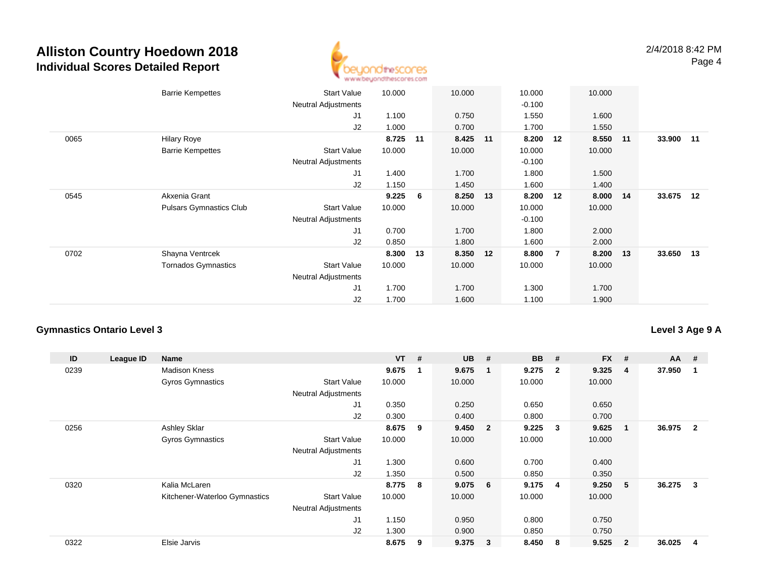# Alliston Country Hoedown 2018
## Individual Scores Detailed Report

2/4/2018 8:42 PM

| ID | League ID | Name | | VT | # | UB | # | BB | # | FX | # | AA | # |
|---|---|---|---|---|---|---|---|---|---|---|---|---|---|
| | | Barrie Kempettes | Start Value | 10.000 | | 10.000 | | 10.000 | | 10.000 | | | |
| | | | Neutral Adjustments | | | | | -0.100 | | | | | |
| | | | J1 | 1.100 | | 0.750 | | 1.550 | | 1.600 | | | |
| | | | J2 | 1.000 | | 0.700 | | 1.700 | | 1.550 | | | |
| 0065 | | Hilary Roye | | **8.725** | **11** | **8.425** | **11** | **8.200** | **12** | **8.550** | **11** | **33.900** | **11** |
| | | Barrie Kempettes | Start Value | 10.000 | | 10.000 | | 10.000 | | 10.000 | | | |
| | | | Neutral Adjustments | | | | | -0.100 | | | | | |
| | | | J1 | 1.400 | | 1.700 | | 1.800 | | 1.500 | | | |
| | | | J2 | 1.150 | | 1.450 | | 1.600 | | 1.400 | | | |
| 0545 | | Akxenia Grant | | **9.225** | **6** | **8.250** | **13** | **8.200** | **12** | **8.000** | **14** | **33.675** | **12** |
| | | Pulsars Gymnastics Club | Start Value | 10.000 | | 10.000 | | 10.000 | | 10.000 | | | |
| | | | Neutral Adjustments | | | | | -0.100 | | | | | |
| | | | J1 | 0.700 | | 1.700 | | 1.800 | | 2.000 | | | |
| | | | J2 | 0.850 | | 1.800 | | 1.600 | | 2.000 | | | |
| 0702 | | Shayna Ventrcek | | **8.300** | **13** | **8.350** | **12** | **8.800** | **7** | **8.200** | **13** | **33.650** | **13** |
| | | Tornados Gymnastics | Start Value | 10.000 | | 10.000 | | 10.000 | | 10.000 | | | |
| | | | Neutral Adjustments | | | | | | | | | | |
| | | | J1 | 1.700 | | 1.700 | | 1.300 | | 1.700 | | | |
| | | | J2 | 1.700 | | 1.600 | | 1.100 | | 1.900 | | | |

### Gymnastics Ontario Level 3

**Level 3 Age 9 A**

| ID | League ID | Name | | VT | # | UB | # | BB | # | FX | # | AA | # |
|---|---|---|---|---|---|---|---|---|---|---|---|---|---|
| 0239 | | Madison Kness | | **9.675** | **1** | **9.675** | **1** | **9.275** | **2** | **9.325** | **4** | **37.950** | **1** |
| | | Gyros Gymnastics | Start Value | 10.000 | | 10.000 | | 10.000 | | 10.000 | | | |
| | | | Neutral Adjustments | | | | | | | | | | |
| | | | J1 | 0.350 | | 0.250 | | 0.650 | | 0.650 | | | |
| | | | J2 | 0.300 | | 0.400 | | 0.800 | | 0.700 | | | |
| 0256 | | Ashley Sklar | | **8.675** | **9** | **9.450** | **2** | **9.225** | **3** | **9.625** | **1** | **36.975** | **2** |
| | | Gyros Gymnastics | Start Value | 10.000 | | 10.000 | | 10.000 | | 10.000 | | | |
| | | | Neutral Adjustments | | | | | | | | | | |
| | | | J1 | 1.300 | | 0.600 | | 0.700 | | 0.400 | | | |
| | | | J2 | 1.350 | | 0.500 | | 0.850 | | 0.350 | | | |
| 0320 | | Kalia McLaren | | **8.775** | **8** | **9.075** | **6** | **9.175** | **4** | **9.250** | **5** | **36.275** | **3** |
| | | Kitchener-Waterloo Gymnastics | Start Value | 10.000 | | 10.000 | | 10.000 | | 10.000 | | | |
| | | | Neutral Adjustments | | | | | | | | | | |
| | | | J1 | 1.150 | | 0.950 | | 0.800 | | 0.750 | | | |
| | | | J2 | 1.300 | | 0.900 | | 0.850 | | 0.750 | | | |
| 0322 | | Elsie Jarvis | | **8.675** | **9** | **9.375** | **3** | **8.450** | **8** | **9.525** | **2** | **36.025** | **4** |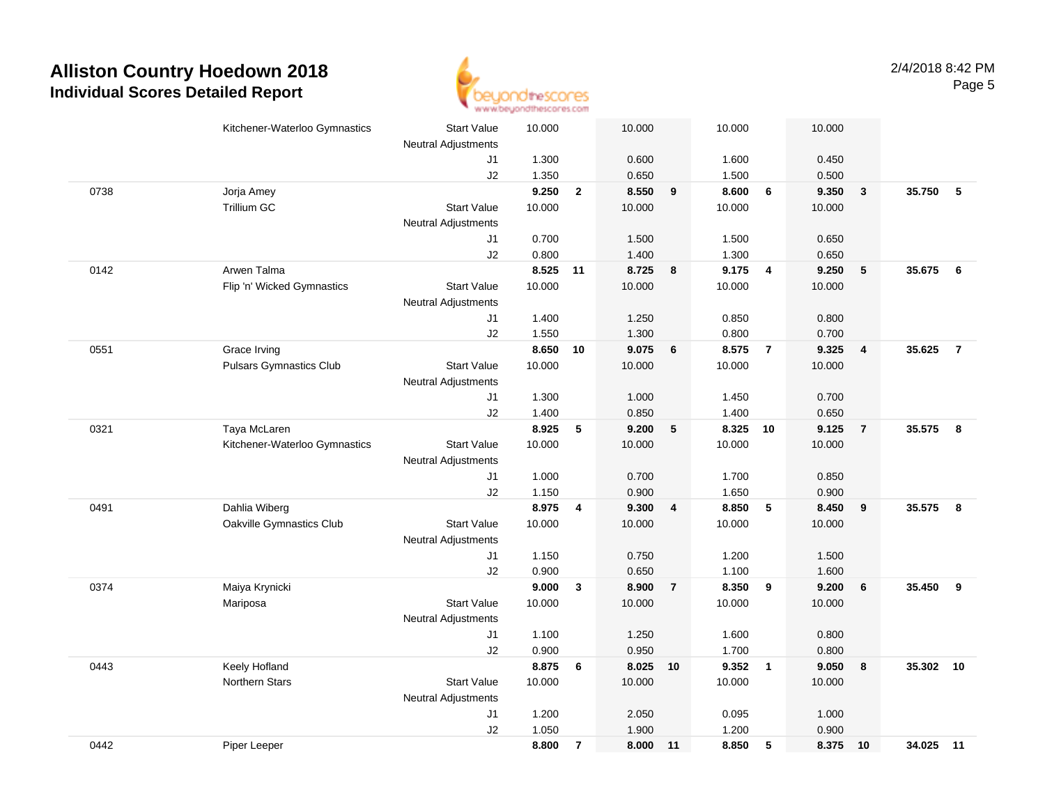# Alliston Country Hoedown 2018
## Individual Scores Detailed Report

2/4/2018 8:42 PM

| | | | | | | | | | | | | |
|---|---|---|---|---|---|---|---|---|---|---|---|---|
| | Kitchener-Waterloo Gymnastics | Start Value | 10.000 | | 10.000 | | 10.000 | | 10.000 | | | |
| | | Neutral Adjustments | | | | | | | | | | |
| | | J1 | 1.300 | | 0.600 | | 1.600 | | 0.450 | | | |
| | | J2 | 1.350 | | 0.650 | | 1.500 | | 0.500 | | | |
| 0738 | Jorja Amey | | **9.250** | **2** | **8.550** | **9** | **8.600** | **6** | **9.350** | **3** | **35.750** | **5** |
| | Trillium GC | Start Value | 10.000 | | 10.000 | | 10.000 | | 10.000 | | | |
| | | Neutral Adjustments | | | | | | | | | | |
| | | J1 | 0.700 | | 1.500 | | 1.500 | | 0.650 | | | |
| | | J2 | 0.800 | | 1.400 | | 1.300 | | 0.650 | | | |
| 0142 | Arwen Talma | | **8.525** | **11** | **8.725** | **8** | **9.175** | **4** | **9.250** | **5** | **35.675** | **6** |
| | Flip 'n' Wicked Gymnastics | Start Value | 10.000 | | 10.000 | | 10.000 | | 10.000 | | | |
| | | Neutral Adjustments | | | | | | | | | | |
| | | J1 | 1.400 | | 1.250 | | 0.850 | | 0.800 | | | |
| | | J2 | 1.550 | | 1.300 | | 0.800 | | 0.700 | | | |
| 0551 | Grace Irving | | **8.650** | **10** | **9.075** | **6** | **8.575** | **7** | **9.325** | **4** | **35.625** | **7** |
| | Pulsars Gymnastics Club | Start Value | 10.000 | | 10.000 | | 10.000 | | 10.000 | | | |
| | | Neutral Adjustments | | | | | | | | | | |
| | | J1 | 1.300 | | 1.000 | | 1.450 | | 0.700 | | | |
| | | J2 | 1.400 | | 0.850 | | 1.400 | | 0.650 | | | |
| 0321 | Taya McLaren | | **8.925** | **5** | **9.200** | **5** | **8.325** | **10** | **9.125** | **7** | **35.575** | **8** |
| | Kitchener-Waterloo Gymnastics | Start Value | 10.000 | | 10.000 | | 10.000 | | 10.000 | | | |
| | | Neutral Adjustments | | | | | | | | | | |
| | | J1 | 1.000 | | 0.700 | | 1.700 | | 0.850 | | | |
| | | J2 | 1.150 | | 0.900 | | 1.650 | | 0.900 | | | |
| 0491 | Dahlia Wiberg | | **8.975** | **4** | **9.300** | **4** | **8.850** | **5** | **8.450** | **9** | **35.575** | **8** |
| | Oakville Gymnastics Club | Start Value | 10.000 | | 10.000 | | 10.000 | | 10.000 | | | |
| | | Neutral Adjustments | | | | | | | | | | |
| | | J1 | 1.150 | | 0.750 | | 1.200 | | 1.500 | | | |
| | | J2 | 0.900 | | 0.650 | | 1.100 | | 1.600 | | | |
| 0374 | Maiya Krynicki | | **9.000** | **3** | **8.900** | **7** | **8.350** | **9** | **9.200** | **6** | **35.450** | **9** |
| | Mariposa | Start Value | 10.000 | | 10.000 | | 10.000 | | 10.000 | | | |
| | | Neutral Adjustments | | | | | | | | | | |
| | | J1 | 1.100 | | 1.250 | | 1.600 | | 0.800 | | | |
| | | J2 | 0.900 | | 0.950 | | 1.700 | | 0.800 | | | |
| 0443 | Keely Hofland | | **8.875** | **6** | **8.025** | **10** | **9.352** | **1** | **9.050** | **8** | **35.302** | **10** |
| | Northern Stars | Start Value | 10.000 | | 10.000 | | 10.000 | | 10.000 | | | |
| | | Neutral Adjustments | | | | | | | | | | |
| | | J1 | 1.200 | | 2.050 | | 0.095 | | 1.000 | | | |
| | | J2 | 1.050 | | 1.900 | | 1.200 | | 0.900 | | | |
| 0442 | Piper Leeper | | **8.800** | **7** | **8.000** | **11** | **8.850** | **5** | **8.375** | **10** | **34.025** | **11** |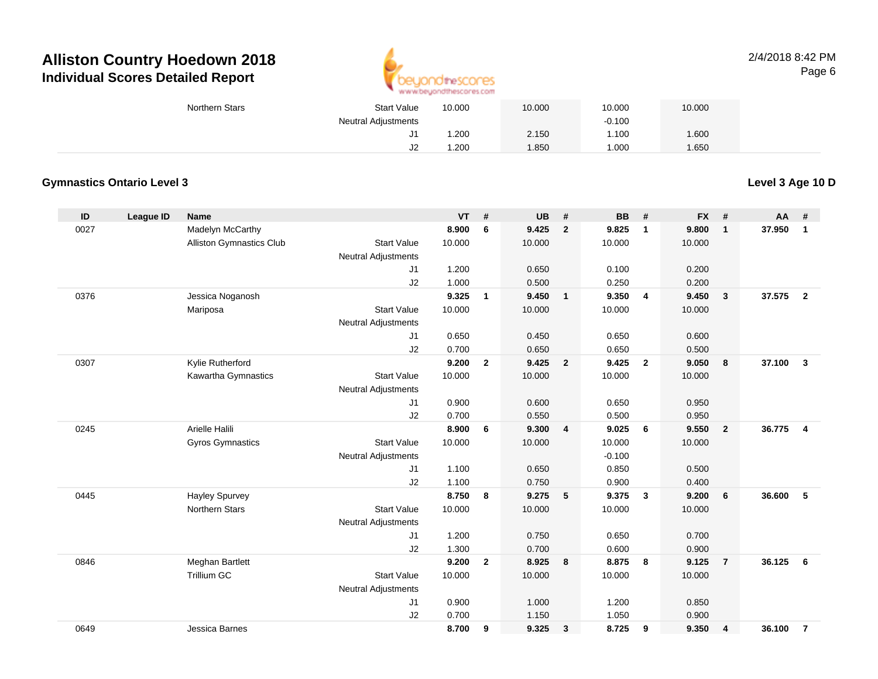# Alliston Country Hoedown 2018
## Individual Scores Detailed Report

2/4/2018 8:42 PM

| | | | | | | | | | | | | | |
|---|---|---|---|---|---|---|---|---|---|---|---|---|---|
| | | Northern Stars | Start Value | 10.000 | | 10.000 | | 10.000 | | 10.000 | | | |
| | | | Neutral Adjustments | | | | | -0.100 | | | | | |
| | | | J1 | 1.200 | | 2.150 | | 1.100 | | 1.600 | | | |
| | | | J2 | 1.200 | | 1.850 | | 1.000 | | 1.650 | | | |

### Gymnastics Ontario Level 3

**Level 3 Age 10 D**

| ID | League ID | Name | | VT | # | UB | # | BB | # | FX | # | AA | # |
|---|---|---|---|---|---|---|---|---|---|---|---|---|---|
| 0027 | | Madelyn McCarthy | | **8.900** | **6** | **9.425** | **2** | **9.825** | **1** | **9.800** | **1** | **37.950** | **1** |
| | | Alliston Gymnastics Club | Start Value | 10.000 | | 10.000 | | 10.000 | | 10.000 | | | |
| | | | Neutral Adjustments | | | | | | | | | | |
| | | | J1 | 1.200 | | 0.650 | | 0.100 | | 0.200 | | | |
| | | | J2 | 1.000 | | 0.500 | | 0.250 | | 0.200 | | | |
| 0376 | | Jessica Noganosh | | **9.325** | **1** | **9.450** | **1** | **9.350** | **4** | **9.450** | **3** | **37.575** | **2** |
| | | Mariposa | Start Value | 10.000 | | 10.000 | | 10.000 | | 10.000 | | | |
| | | | Neutral Adjustments | | | | | | | | | | |
| | | | J1 | 0.650 | | 0.450 | | 0.650 | | 0.600 | | | |
| | | | J2 | 0.700 | | 0.650 | | 0.650 | | 0.500 | | | |
| 0307 | | Kylie Rutherford | | **9.200** | **2** | **9.425** | **2** | **9.425** | **2** | **9.050** | **8** | **37.100** | **3** |
| | | Kawartha Gymnastics | Start Value | 10.000 | | 10.000 | | 10.000 | | 10.000 | | | |
| | | | Neutral Adjustments | | | | | | | | | | |
| | | | J1 | 0.900 | | 0.600 | | 0.650 | | 0.950 | | | |
| | | | J2 | 0.700 | | 0.550 | | 0.500 | | 0.950 | | | |
| 0245 | | Arielle Halili | | **8.900** | **6** | **9.300** | **4** | **9.025** | **6** | **9.550** | **2** | **36.775** | **4** |
| | | Gyros Gymnastics | Start Value | 10.000 | | 10.000 | | 10.000 | | 10.000 | | | |
| | | | Neutral Adjustments | | | | | -0.100 | | | | | |
| | | | J1 | 1.100 | | 0.650 | | 0.850 | | 0.500 | | | |
| | | | J2 | 1.100 | | 0.750 | | 0.900 | | 0.400 | | | |
| 0445 | | Hayley Spurvey | | **8.750** | **8** | **9.275** | **5** | **9.375** | **3** | **9.200** | **6** | **36.600** | **5** |
| | | Northern Stars | Start Value | 10.000 | | 10.000 | | 10.000 | | 10.000 | | | |
| | | | Neutral Adjustments | | | | | | | | | | |
| | | | J1 | 1.200 | | 0.750 | | 0.650 | | 0.700 | | | |
| | | | J2 | 1.300 | | 0.700 | | 0.600 | | 0.900 | | | |
| 0846 | | Meghan Bartlett | | **9.200** | **2** | **8.925** | **8** | **8.875** | **8** | **9.125** | **7** | **36.125** | **6** |
| | | Trillium GC | Start Value | 10.000 | | 10.000 | | 10.000 | | 10.000 | | | |
| | | | Neutral Adjustments | | | | | | | | | | |
| | | | J1 | 0.900 | | 1.000 | | 1.200 | | 0.850 | | | |
| | | | J2 | 0.700 | | 1.150 | | 1.050 | | 0.900 | | | |
| 0649 | | Jessica Barnes | | **8.700** | **9** | **9.325** | **3** | **8.725** | **9** | **9.350** | **4** | **36.100** | **7** |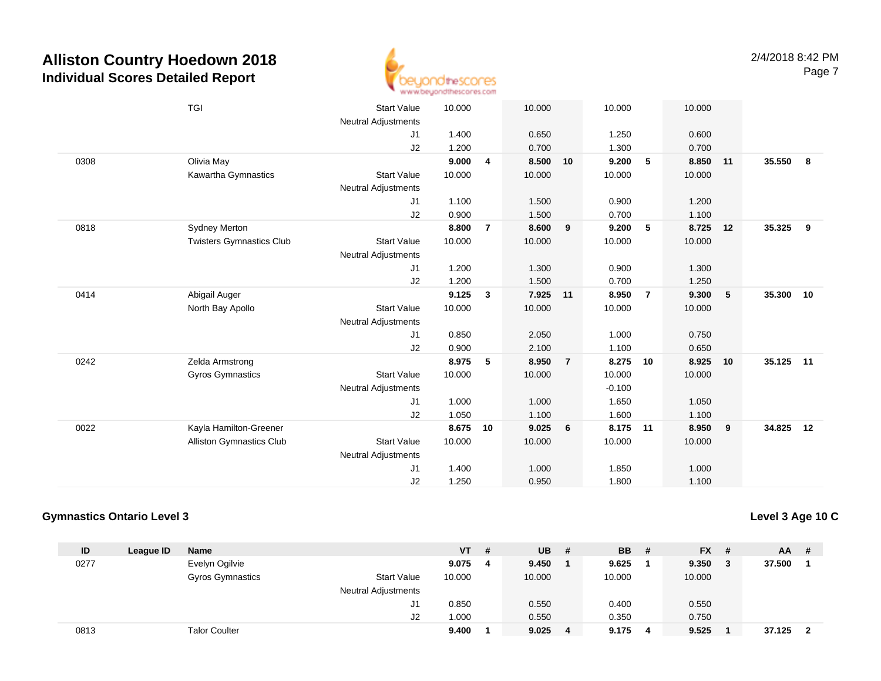# Alliston Country Hoedown 2018
## Individual Scores Detailed Report

2/4/2018 8:42 PM

| | | | | | | | | | | | | | | |
|---|---|---|---|---|---|---|---|---|---|---|---|---|---|---|
| | | TGI | Start Value | 10.000 | | 10.000 | | 10.000 | | 10.000 | | | |
| | | | Neutral Adjustments | | | | | | | | | | |
| | | | J1 | 1.400 | | 0.650 | | 1.250 | | 0.600 | | | |
| | | | J2 | 1.200 | | 0.700 | | 1.300 | | 0.700 | | | |
| 0308 | | Olivia May | | **9.000** | **4** | **8.500** | **10** | **9.200** | **5** | **8.850** | **11** | **35.550** | **8** |
| | | Kawartha Gymnastics | Start Value | 10.000 | | 10.000 | | 10.000 | | 10.000 | | | |
| | | | Neutral Adjustments | | | | | | | | | | |
| | | | J1 | 1.100 | | 1.500 | | 0.900 | | 1.200 | | | |
| | | | J2 | 0.900 | | 1.500 | | 0.700 | | 1.100 | | | |
| 0818 | | Sydney Merton | | **8.800** | **7** | **8.600** | **9** | **9.200** | **5** | **8.725** | **12** | **35.325** | **9** |
| | | Twisters Gymnastics Club | Start Value | 10.000 | | 10.000 | | 10.000 | | 10.000 | | | |
| | | | Neutral Adjustments | | | | | | | | | | |
| | | | J1 | 1.200 | | 1.300 | | 0.900 | | 1.300 | | | |
| | | | J2 | 1.200 | | 1.500 | | 0.700 | | 1.250 | | | |
| 0414 | | Abigail Auger | | **9.125** | **3** | **7.925** | **11** | **8.950** | **7** | **9.300** | **5** | **35.300** | **10** |
| | | North Bay Apollo | Start Value | 10.000 | | 10.000 | | 10.000 | | 10.000 | | | |
| | | | Neutral Adjustments | | | | | | | | | | |
| | | | J1 | 0.850 | | 2.050 | | 1.000 | | 0.750 | | | |
| | | | J2 | 0.900 | | 2.100 | | 1.100 | | 0.650 | | | |
| 0242 | | Zelda Armstrong | | **8.975** | **5** | **8.950** | **7** | **8.275** | **10** | **8.925** | **10** | **35.125** | **11** |
| | | Gyros Gymnastics | Start Value | 10.000 | | 10.000 | | 10.000 | | 10.000 | | | |
| | | | Neutral Adjustments | | | | | -0.100 | | | | | |
| | | | J1 | 1.000 | | 1.000 | | 1.650 | | 1.050 | | | |
| | | | J2 | 1.050 | | 1.100 | | 1.600 | | 1.100 | | | |
| 0022 | | Kayla Hamilton-Greener | | **8.675** | **10** | **9.025** | **6** | **8.175** | **11** | **8.950** | **9** | **34.825** | **12** |
| | | Alliston Gymnastics Club | Start Value | 10.000 | | 10.000 | | 10.000 | | 10.000 | | | |
| | | | Neutral Adjustments | | | | | | | | | | |
| | | | J1 | 1.400 | | 1.000 | | 1.850 | | 1.000 | | | |
| | | | J2 | 1.250 | | 0.950 | | 1.800 | | 1.100 | | | |

### Gymnastics Ontario Level 3

**Level 3 Age 10 C**

| ID | League ID | Name | | VT | # | UB | # | BB | # | FX | # | AA | # |
|---|---|---|---|---|---|---|---|---|---|---|---|---|---|
| 0277 | | Evelyn Ogilvie | | **9.075** | **4** | **9.450** | **1** | **9.625** | **1** | **9.350** | **3** | **37.500** | **1** |
| | | Gyros Gymnastics | Start Value | 10.000 | | 10.000 | | 10.000 | | 10.000 | | | |
| | | | Neutral Adjustments | | | | | | | | | | |
| | | | J1 | 0.850 | | 0.550 | | 0.400 | | 0.550 | | | |
| | | | J2 | 1.000 | | 0.550 | | 0.350 | | 0.750 | | | |
| 0813 | | Talor Coulter | | **9.400** | **1** | **9.025** | **4** | **9.175** | **4** | **9.525** | **1** | **37.125** | **2** |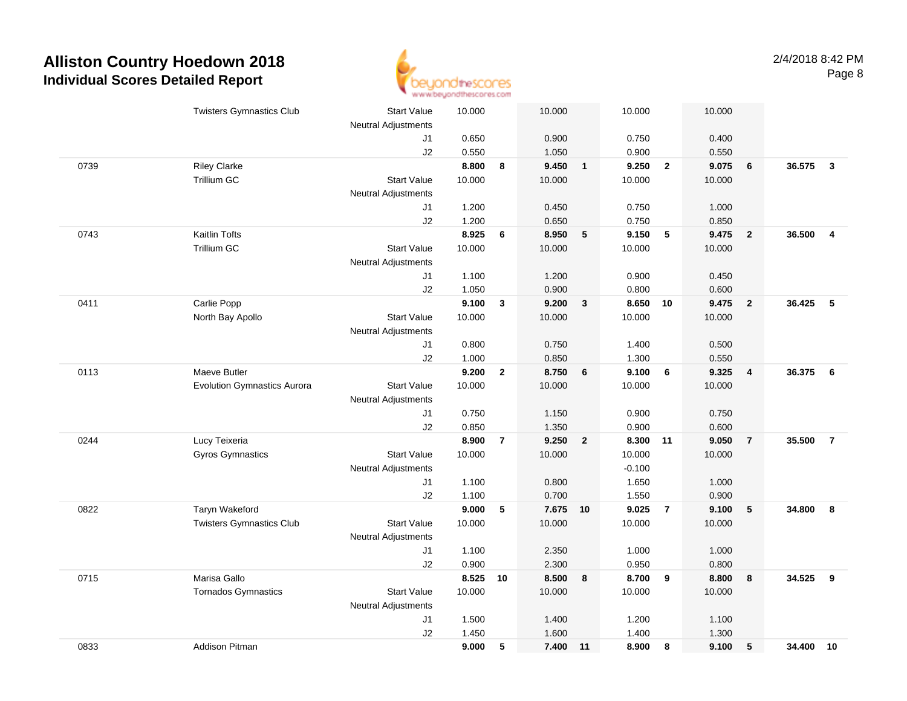# Alliston Country Hoedown 2018
## Individual Scores Detailed Report

2/4/2018 8:42 PM

| | | | | | | | | | | | | |
|---|---|---|---|---|---|---|---|---|---|---|---|---|
| | Twisters Gymnastics Club | Start Value | 10.000 | | 10.000 | | 10.000 | | 10.000 | | | |
| | | Neutral Adjustments | | | | | | | | | | |
| | | J1 | 0.650 | | 0.900 | | 0.750 | | 0.400 | | | |
| | | J2 | 0.550 | | 1.050 | | 0.900 | | 0.550 | | | |
| 0739 | Riley Clarke | | **8.800** | **8** | **9.450** | **1** | **9.250** | **2** | **9.075** | **6** | **36.575** | **3** |
| | Trillium GC | Start Value | 10.000 | | 10.000 | | 10.000 | | 10.000 | | | |
| | | Neutral Adjustments | | | | | | | | | | |
| | | J1 | 1.200 | | 0.450 | | 0.750 | | 1.000 | | | |
| | | J2 | 1.200 | | 0.650 | | 0.750 | | 0.850 | | | |
| 0743 | Kaitlin Tofts | | **8.925** | **6** | **8.950** | **5** | **9.150** | **5** | **9.475** | **2** | **36.500** | **4** |
| | Trillium GC | Start Value | 10.000 | | 10.000 | | 10.000 | | 10.000 | | | |
| | | Neutral Adjustments | | | | | | | | | | |
| | | J1 | 1.100 | | 1.200 | | 0.900 | | 0.450 | | | |
| | | J2 | 1.050 | | 0.900 | | 0.800 | | 0.600 | | | |
| 0411 | Carlie Popp | | **9.100** | **3** | **9.200** | **3** | **8.650** | **10** | **9.475** | **2** | **36.425** | **5** |
| | North Bay Apollo | Start Value | 10.000 | | 10.000 | | 10.000 | | 10.000 | | | |
| | | Neutral Adjustments | | | | | | | | | | |
| | | J1 | 0.800 | | 0.750 | | 1.400 | | 0.500 | | | |
| | | J2 | 1.000 | | 0.850 | | 1.300 | | 0.550 | | | |
| 0113 | Maeve Butler | | **9.200** | **2** | **8.750** | **6** | **9.100** | **6** | **9.325** | **4** | **36.375** | **6** |
| | Evolution Gymnastics Aurora | Start Value | 10.000 | | 10.000 | | 10.000 | | 10.000 | | | |
| | | Neutral Adjustments | | | | | | | | | | |
| | | J1 | 0.750 | | 1.150 | | 0.900 | | 0.750 | | | |
| | | J2 | 0.850 | | 1.350 | | 0.900 | | 0.600 | | | |
| 0244 | Lucy Teixeria | | **8.900** | **7** | **9.250** | **2** | **8.300** | **11** | **9.050** | **7** | **35.500** | **7** |
| | Gyros Gymnastics | Start Value | 10.000 | | 10.000 | | 10.000 | | 10.000 | | | |
| | | Neutral Adjustments | | | | | -0.100 | | | | | |
| | | J1 | 1.100 | | 0.800 | | 1.650 | | 1.000 | | | |
| | | J2 | 1.100 | | 0.700 | | 1.550 | | 0.900 | | | |
| 0822 | Taryn Wakeford | | **9.000** | **5** | **7.675** | **10** | **9.025** | **7** | **9.100** | **5** | **34.800** | **8** |
| | Twisters Gymnastics Club | Start Value | 10.000 | | 10.000 | | 10.000 | | 10.000 | | | |
| | | Neutral Adjustments | | | | | | | | | | |
| | | J1 | 1.100 | | 2.350 | | 1.000 | | 1.000 | | | |
| | | J2 | 0.900 | | 2.300 | | 0.950 | | 0.800 | | | |
| 0715 | Marisa Gallo | | **8.525** | **10** | **8.500** | **8** | **8.700** | **9** | **8.800** | **8** | **34.525** | **9** |
| | Tornados Gymnastics | Start Value | 10.000 | | 10.000 | | 10.000 | | 10.000 | | | |
| | | Neutral Adjustments | | | | | | | | | | |
| | | J1 | 1.500 | | 1.400 | | 1.200 | | 1.100 | | | |
| | | J2 | 1.450 | | 1.600 | | 1.400 | | 1.300 | | | |
| 0833 | Addison Pitman | | **9.000** | **5** | **7.400** | **11** | **8.900** | **8** | **9.100** | **5** | **34.400** | **10** |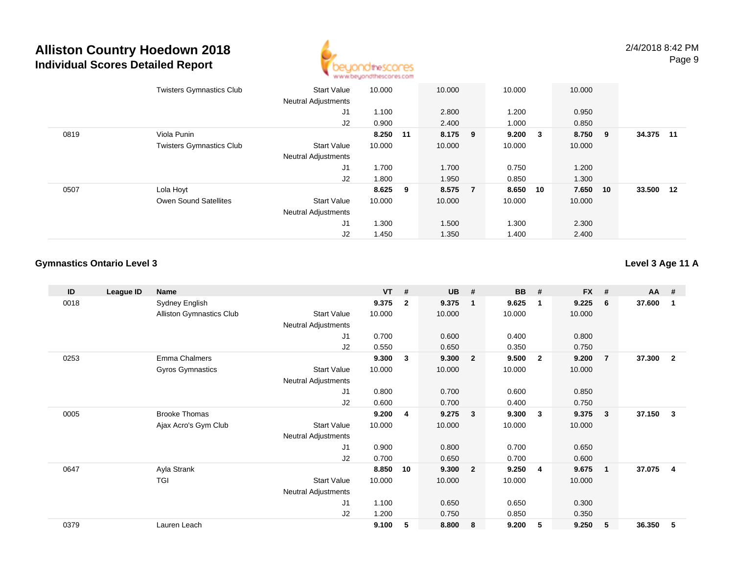# Alliston Country Hoedown 2018
## Individual Scores Detailed Report

| | | | | | | | | | | | | | | |
|---|---|---|---|---|---|---|---|---|---|---|---|---|---|---|
| | | Twisters Gymnastics Club | Start Value | 10.000 | | 10.000 | | 10.000 | | 10.000 | | | |
| | | | Neutral Adjustments | | | | | | | | | | |
| | | | J1 | 1.100 | | 2.800 | | 1.200 | | 0.950 | | | |
| | | | J2 | 0.900 | | 2.400 | | 1.000 | | 0.850 | | | |
| 0819 | | Viola Punin | | **8.250** | **11** | **8.175** | **9** | **9.200** | **3** | **8.750** | **9** | **34.375** | **11** |
| | | Twisters Gymnastics Club | Start Value | 10.000 | | 10.000 | | 10.000 | | 10.000 | | | |
| | | | Neutral Adjustments | | | | | | | | | | |
| | | | J1 | 1.700 | | 1.700 | | 0.750 | | 1.200 | | | |
| | | | J2 | 1.800 | | 1.950 | | 0.850 | | 1.300 | | | |
| 0507 | | Lola Hoyt | | **8.625** | **9** | **8.575** | **7** | **8.650** | **10** | **7.650** | **10** | **33.500** | **12** |
| | | Owen Sound Satellites | Start Value | 10.000 | | 10.000 | | 10.000 | | 10.000 | | | |
| | | | Neutral Adjustments | | | | | | | | | | |
| | | | J1 | 1.300 | | 1.500 | | 1.300 | | 2.300 | | | |
| | | | J2 | 1.450 | | 1.350 | | 1.400 | | 2.400 | | | |

### Gymnastics Ontario Level 3

**Level 3 Age 11 A**

| ID | League ID | Name | | VT | # | UB | # | BB | # | FX | # | AA | # |
|---|---|---|---|---|---|---|---|---|---|---|---|---|---|
| 0018 | | Sydney English | | **9.375** | **2** | **9.375** | **1** | **9.625** | **1** | **9.225** | **6** | **37.600** | **1** |
| | | Alliston Gymnastics Club | Start Value | 10.000 | | 10.000 | | 10.000 | | 10.000 | | | |
| | | | Neutral Adjustments | | | | | | | | | | |
| | | | J1 | 0.700 | | 0.600 | | 0.400 | | 0.800 | | | |
| | | | J2 | 0.550 | | 0.650 | | 0.350 | | 0.750 | | | |
| 0253 | | Emma Chalmers | | **9.300** | **3** | **9.300** | **2** | **9.500** | **2** | **9.200** | **7** | **37.300** | **2** |
| | | Gyros Gymnastics | Start Value | 10.000 | | 10.000 | | 10.000 | | 10.000 | | | |
| | | | Neutral Adjustments | | | | | | | | | | |
| | | | J1 | 0.800 | | 0.700 | | 0.600 | | 0.850 | | | |
| | | | J2 | 0.600 | | 0.700 | | 0.400 | | 0.750 | | | |
| 0005 | | Brooke Thomas | | **9.200** | **4** | **9.275** | **3** | **9.300** | **3** | **9.375** | **3** | **37.150** | **3** |
| | | Ajax Acro's Gym Club | Start Value | 10.000 | | 10.000 | | 10.000 | | 10.000 | | | |
| | | | Neutral Adjustments | | | | | | | | | | |
| | | | J1 | 0.900 | | 0.800 | | 0.700 | | 0.650 | | | |
| | | | J2 | 0.700 | | 0.650 | | 0.700 | | 0.600 | | | |
| 0647 | | Ayla Strank | | **8.850** | **10** | **9.300** | **2** | **9.250** | **4** | **9.675** | **1** | **37.075** | **4** |
| | | TGI | Start Value | 10.000 | | 10.000 | | 10.000 | | 10.000 | | | |
| | | | Neutral Adjustments | | | | | | | | | | |
| | | | J1 | 1.100 | | 0.650 | | 0.650 | | 0.300 | | | |
| | | | J2 | 1.200 | | 0.750 | | 0.850 | | 0.350 | | | |
| 0379 | | Lauren Leach | | **9.100** | **5** | **8.800** | **8** | **9.200** | **5** | **9.250** | **5** | **36.350** | **5** |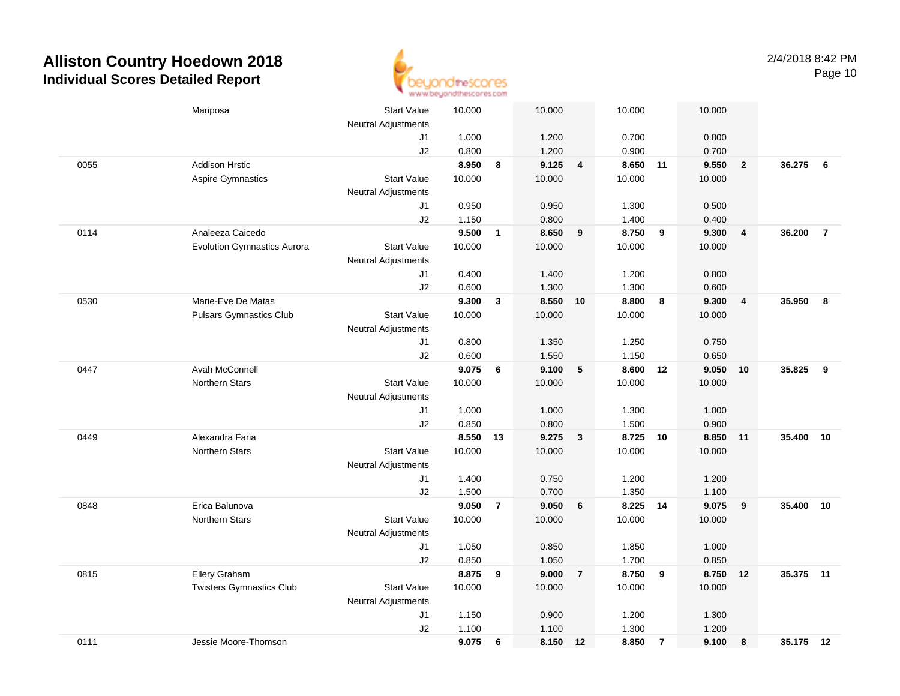# Alliston Country Hoedown 2018

## Individual Scores Detailed Report

2/4/2018 8:42 PM

| | | | | | | | | | | | | |
|---|---|---|---|---|---|---|---|---|---|---|---|---|
| | Mariposa | Start Value | 10.000 | | 10.000 | | 10.000 | | 10.000 | | | |
| | | Neutral Adjustments | | | | | | | | | | |
| | | J1 | 1.000 | | 1.200 | | 0.700 | | 0.800 | | | |
| | | J2 | 0.800 | | 1.200 | | 0.900 | | 0.700 | | | |
| 0055 | Addison Hrstic | | **8.950** | **8** | **9.125** | **4** | **8.650** | **11** | **9.550** | **2** | **36.275** | **6** |
| | Aspire Gymnastics | Start Value | 10.000 | | 10.000 | | 10.000 | | 10.000 | | | |
| | | Neutral Adjustments | | | | | | | | | | |
| | | J1 | 0.950 | | 0.950 | | 1.300 | | 0.500 | | | |
| | | J2 | 1.150 | | 0.800 | | 1.400 | | 0.400 | | | |
| 0114 | Analeeza Caicedo | | **9.500** | **1** | **8.650** | **9** | **8.750** | **9** | **9.300** | **4** | **36.200** | **7** |
| | Evolution Gymnastics Aurora | Start Value | 10.000 | | 10.000 | | 10.000 | | 10.000 | | | |
| | | Neutral Adjustments | | | | | | | | | | |
| | | J1 | 0.400 | | 1.400 | | 1.200 | | 0.800 | | | |
| | | J2 | 0.600 | | 1.300 | | 1.300 | | 0.600 | | | |
| 0530 | Marie-Eve De Matas | | **9.300** | **3** | **8.550** | **10** | **8.800** | **8** | **9.300** | **4** | **35.950** | **8** |
| | Pulsars Gymnastics Club | Start Value | 10.000 | | 10.000 | | 10.000 | | 10.000 | | | |
| | | Neutral Adjustments | | | | | | | | | | |
| | | J1 | 0.800 | | 1.350 | | 1.250 | | 0.750 | | | |
| | | J2 | 0.600 | | 1.550 | | 1.150 | | 0.650 | | | |
| 0447 | Avah McConnell | | **9.075** | **6** | **9.100** | **5** | **8.600** | **12** | **9.050** | **10** | **35.825** | **9** |
| | Northern Stars | Start Value | 10.000 | | 10.000 | | 10.000 | | 10.000 | | | |
| | | Neutral Adjustments | | | | | | | | | | |
| | | J1 | 1.000 | | 1.000 | | 1.300 | | 1.000 | | | |
| | | J2 | 0.850 | | 0.800 | | 1.500 | | 0.900 | | | |
| 0449 | Alexandra Faria | | **8.550** | **13** | **9.275** | **3** | **8.725** | **10** | **8.850** | **11** | **35.400** | **10** |
| | Northern Stars | Start Value | 10.000 | | 10.000 | | 10.000 | | 10.000 | | | |
| | | Neutral Adjustments | | | | | | | | | | |
| | | J1 | 1.400 | | 0.750 | | 1.200 | | 1.200 | | | |
| | | J2 | 1.500 | | 0.700 | | 1.350 | | 1.100 | | | |
| 0848 | Erica Balunova | | **9.050** | **7** | **9.050** | **6** | **8.225** | **14** | **9.075** | **9** | **35.400** | **10** |
| | Northern Stars | Start Value | 10.000 | | 10.000 | | 10.000 | | 10.000 | | | |
| | | Neutral Adjustments | | | | | | | | | | |
| | | J1 | 1.050 | | 0.850 | | 1.850 | | 1.000 | | | |
| | | J2 | 0.850 | | 1.050 | | 1.700 | | 0.850 | | | |
| 0815 | Ellery Graham | | **8.875** | **9** | **9.000** | **7** | **8.750** | **9** | **8.750** | **12** | **35.375** | **11** |
| | Twisters Gymnastics Club | Start Value | 10.000 | | 10.000 | | 10.000 | | 10.000 | | | |
| | | Neutral Adjustments | | | | | | | | | | |
| | | J1 | 1.150 | | 0.900 | | 1.200 | | 1.300 | | | |
| | | J2 | 1.100 | | 1.100 | | 1.300 | | 1.200 | | | |
| 0111 | Jessie Moore-Thomson | | **9.075** | **6** | **8.150** | **12** | **8.850** | **7** | **9.100** | **8** | **35.175** | **12** |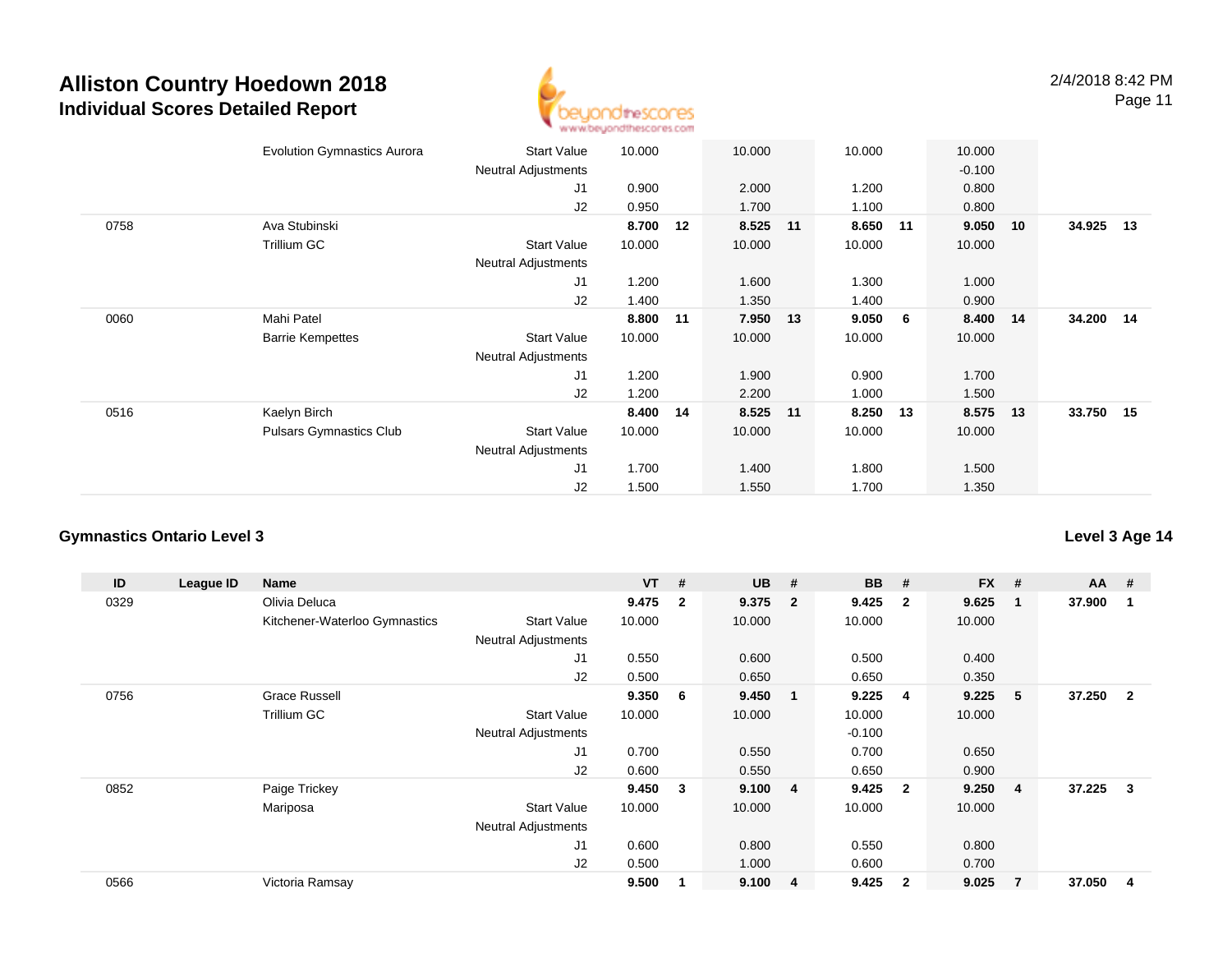# Alliston Country Hoedown 2018
## Individual Scores Detailed Report

2/4/2018 8:42 PM

| ID | League ID | Name | | VT | # | UB | # | BB | # | FX | # | AA | # |
|---|---|---|---|---|---|---|---|---|---|---|---|---|---|
| | | Evolution Gymnastics Aurora | Start Value | 10.000 | | 10.000 | | 10.000 | | 10.000 | | | |
| | | | Neutral Adjustments | | | | | | | -0.100 | | | |
| | | | J1 | 0.900 | | 2.000 | | 1.200 | | 0.800 | | | |
| | | | J2 | 0.950 | | 1.700 | | 1.100 | | 0.800 | | | |
| 0758 | | Ava Stubinski | | **8.700** | **12** | **8.525** | **11** | **8.650** | **11** | **9.050** | **10** | **34.925** | **13** |
| | | Trillium GC | Start Value | 10.000 | | 10.000 | | 10.000 | | 10.000 | | | |
| | | | Neutral Adjustments | | | | | | | | | | |
| | | | J1 | 1.200 | | 1.600 | | 1.300 | | 1.000 | | | |
| | | | J2 | 1.400 | | 1.350 | | 1.400 | | 0.900 | | | |
| 0060 | | Mahi Patel | | **8.800** | **11** | **7.950** | **13** | **9.050** | **6** | **8.400** | **14** | **34.200** | **14** |
| | | Barrie Kempettes | Start Value | 10.000 | | 10.000 | | 10.000 | | 10.000 | | | |
| | | | Neutral Adjustments | | | | | | | | | | |
| | | | J1 | 1.200 | | 1.900 | | 0.900 | | 1.700 | | | |
| | | | J2 | 1.200 | | 2.200 | | 1.000 | | 1.500 | | | |
| 0516 | | Kaelyn Birch | | **8.400** | **14** | **8.525** | **11** | **8.250** | **13** | **8.575** | **13** | **33.750** | **15** |
| | | Pulsars Gymnastics Club | Start Value | 10.000 | | 10.000 | | 10.000 | | 10.000 | | | |
| | | | Neutral Adjustments | | | | | | | | | | |
| | | | J1 | 1.700 | | 1.400 | | 1.800 | | 1.500 | | | |
| | | | J2 | 1.500 | | 1.550 | | 1.700 | | 1.350 | | | |

### Gymnastics Ontario Level 3

**Level 3 Age 14**

| ID | League ID | Name | | VT | # | UB | # | BB | # | FX | # | AA | # |
|---|---|---|---|---|---|---|---|---|---|---|---|---|---|
| 0329 | | Olivia Deluca | | **9.475** | **2** | **9.375** | **2** | **9.425** | **2** | **9.625** | **1** | **37.900** | **1** |
| | | Kitchener-Waterloo Gymnastics | Start Value | 10.000 | | 10.000 | | 10.000 | | 10.000 | | | |
| | | | Neutral Adjustments | | | | | | | | | | |
| | | | J1 | 0.550 | | 0.600 | | 0.500 | | 0.400 | | | |
| | | | J2 | 0.500 | | 0.650 | | 0.650 | | 0.350 | | | |
| 0756 | | Grace Russell | | **9.350** | **6** | **9.450** | **1** | **9.225** | **4** | **9.225** | **5** | **37.250** | **2** |
| | | Trillium GC | Start Value | 10.000 | | 10.000 | | 10.000 | | 10.000 | | | |
| | | | Neutral Adjustments | | | | | -0.100 | | | | | |
| | | | J1 | 0.700 | | 0.550 | | 0.700 | | 0.650 | | | |
| | | | J2 | 0.600 | | 0.550 | | 0.650 | | 0.900 | | | |
| 0852 | | Paige Trickey | | **9.450** | **3** | **9.100** | **4** | **9.425** | **2** | **9.250** | **4** | **37.225** | **3** |
| | | Mariposa | Start Value | 10.000 | | 10.000 | | 10.000 | | 10.000 | | | |
| | | | Neutral Adjustments | | | | | | | | | | |
| | | | J1 | 0.600 | | 0.800 | | 0.550 | | 0.800 | | | |
| | | | J2 | 0.500 | | 1.000 | | 0.600 | | 0.700 | | | |
| 0566 | | Victoria Ramsay | | **9.500** | **1** | **9.100** | **4** | **9.425** | **2** | **9.025** | **7** | **37.050** | **4** |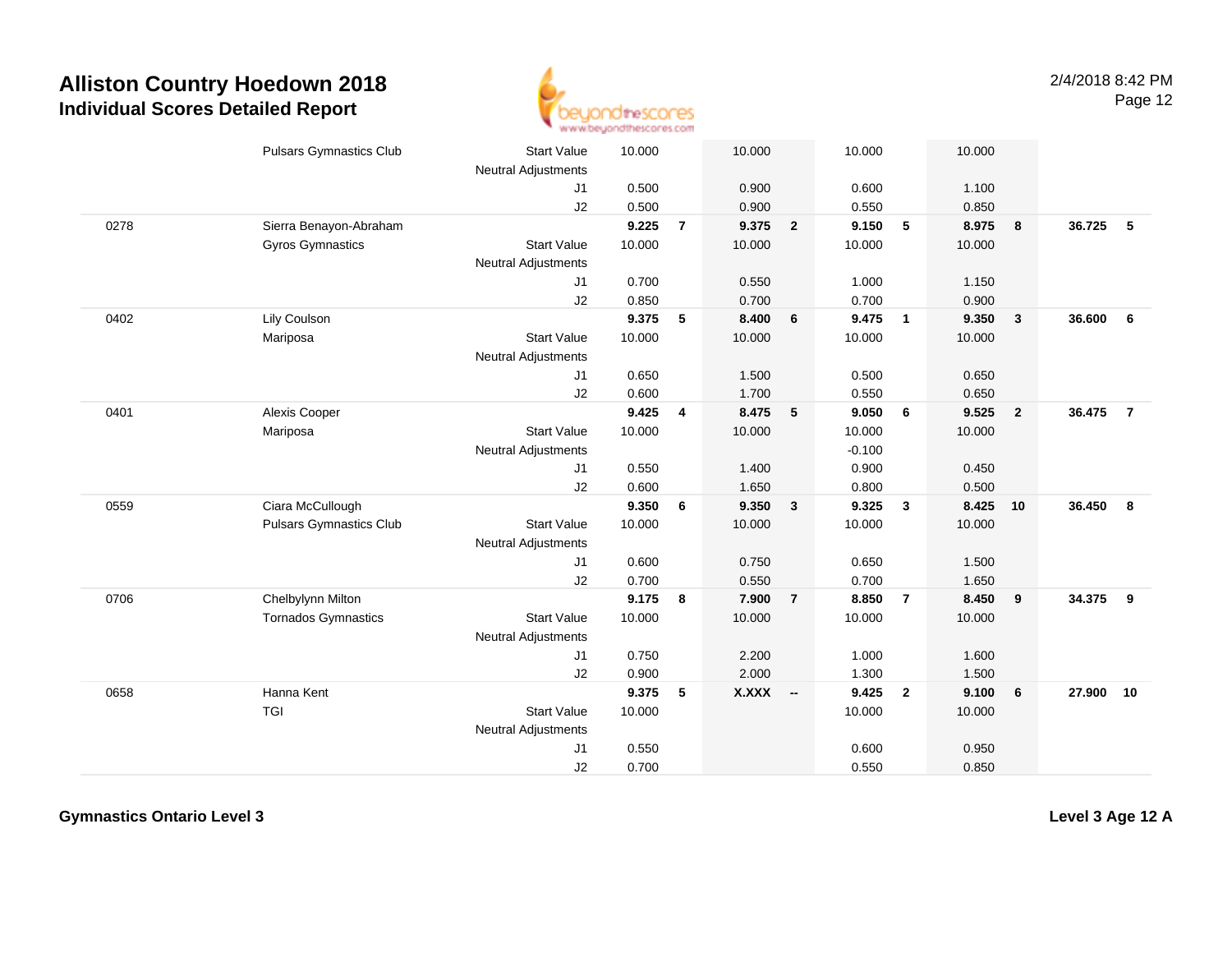# Alliston Country Hoedown 2018

## Individual Scores Detailed Report

2/4/2018 8:42 PM

| | | | | | | | | | | | | |
|---|---|---|---|---|---|---|---|---|---|---|---|---|
| | Pulsars Gymnastics Club | Start Value | 10.000 | | 10.000 | | 10.000 | | 10.000 | | | |
| | | Neutral Adjustments | | | | | | | | | | |
| | | J1 | 0.500 | | 0.900 | | 0.600 | | 1.100 | | | |
| | | J2 | 0.500 | | 0.900 | | 0.550 | | 0.850 | | | |
| 0278 | Sierra Benayon-Abraham | | **9.225** | **7** | **9.375** | **2** | **9.150** | **5** | **8.975** | **8** | **36.725** | **5** |
| | Gyros Gymnastics | Start Value | 10.000 | | 10.000 | | 10.000 | | 10.000 | | | |
| | | Neutral Adjustments | | | | | | | | | | |
| | | J1 | 0.700 | | 0.550 | | 1.000 | | 1.150 | | | |
| | | J2 | 0.850 | | 0.700 | | 0.700 | | 0.900 | | | |
| 0402 | Lily Coulson | | **9.375** | **5** | **8.400** | **6** | **9.475** | **1** | **9.350** | **3** | **36.600** | **6** |
| | Mariposa | Start Value | 10.000 | | 10.000 | | 10.000 | | 10.000 | | | |
| | | Neutral Adjustments | | | | | | | | | | |
| | | J1 | 0.650 | | 1.500 | | 0.500 | | 0.650 | | | |
| | | J2 | 0.600 | | 1.700 | | 0.550 | | 0.650 | | | |
| 0401 | Alexis Cooper | | **9.425** | **4** | **8.475** | **5** | **9.050** | **6** | **9.525** | **2** | **36.475** | **7** |
| | Mariposa | Start Value | 10.000 | | 10.000 | | 10.000 | | 10.000 | | | |
| | | Neutral Adjustments | | | | | -0.100 | | | | | |
| | | J1 | 0.550 | | 1.400 | | 0.900 | | 0.450 | | | |
| | | J2 | 0.600 | | 1.650 | | 0.800 | | 0.500 | | | |
| 0559 | Ciara McCullough | | **9.350** | **6** | **9.350** | **3** | **9.325** | **3** | **8.425** | **10** | **36.450** | **8** |
| | Pulsars Gymnastics Club | Start Value | 10.000 | | 10.000 | | 10.000 | | 10.000 | | | |
| | | Neutral Adjustments | | | | | | | | | | |
| | | J1 | 0.600 | | 0.750 | | 0.650 | | 1.500 | | | |
| | | J2 | 0.700 | | 0.550 | | 0.700 | | 1.650 | | | |
| 0706 | Chelbylynn Milton | | **9.175** | **8** | **7.900** | **7** | **8.850** | **7** | **8.450** | **9** | **34.375** | **9** |
| | Tornados Gymnastics | Start Value | 10.000 | | 10.000 | | 10.000 | | 10.000 | | | |
| | | Neutral Adjustments | | | | | | | | | | |
| | | J1 | 0.750 | | 2.200 | | 1.000 | | 1.600 | | | |
| | | J2 | 0.900 | | 2.000 | | 1.300 | | 1.500 | | | |
| 0658 | Hanna Kent | | **9.375** | **5** | **X.XXX** | **--** | **9.425** | **2** | **9.100** | **6** | **27.900** | **10** |
| | TGI | Start Value | 10.000 | | | | 10.000 | | 10.000 | | | |
| | | Neutral Adjustments | | | | | | | | | | |
| | | J1 | 0.550 | | | | 0.600 | | 0.950 | | | |
| | | J2 | 0.700 | | | | 0.550 | | 0.850 | | | |

**Gymnastics Ontario Level 3**

**Level 3 Age 12 A**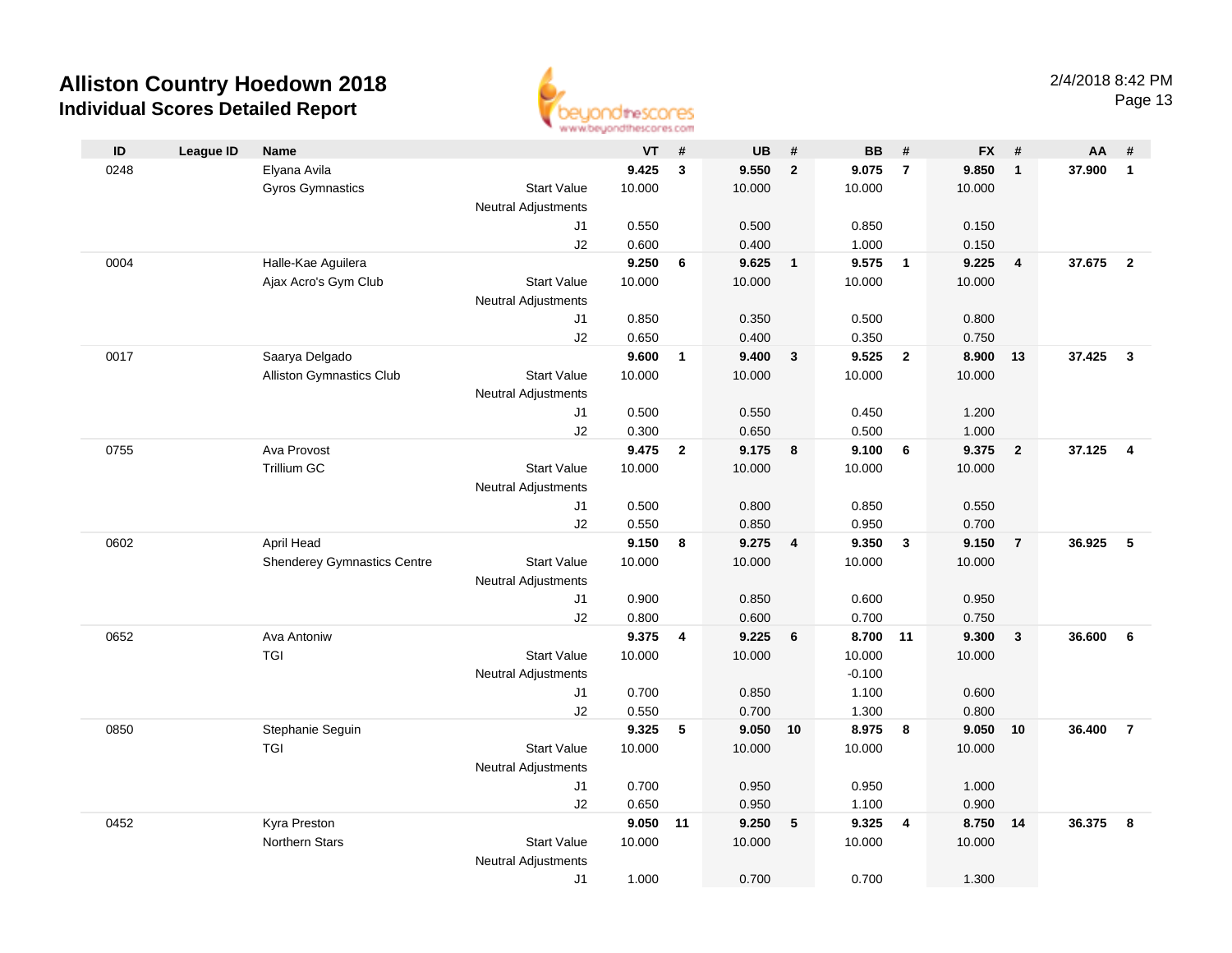# Alliston Country Hoedown 2018

## Individual Scores Detailed Report

2/4/2018 8:42 PM

| ID | League ID | Name | | VT | # | UB | # | BB | # | FX | # | AA | # |
|---|---|---|---|---|---|---|---|---|---|---|---|---|---|
| 0248 | | Elyana Avila | | **9.425** | **3** | **9.550** | **2** | **9.075** | **7** | **9.850** | **1** | **37.900** | **1** |
| | | Gyros Gymnastics | Start Value | 10.000 | | 10.000 | | 10.000 | | 10.000 | | | |
| | | | Neutral Adjustments | | | | | | | | | | |
| | | | J1 | 0.550 | | 0.500 | | 0.850 | | 0.150 | | | |
| | | | J2 | 0.600 | | 0.400 | | 1.000 | | 0.150 | | | |
| 0004 | | Halle-Kae Aguilera | | **9.250** | **6** | **9.625** | **1** | **9.575** | **1** | **9.225** | **4** | **37.675** | **2** |
| | | Ajax Acro's Gym Club | Start Value | 10.000 | | 10.000 | | 10.000 | | 10.000 | | | |
| | | | Neutral Adjustments | | | | | | | | | | |
| | | | J1 | 0.850 | | 0.350 | | 0.500 | | 0.800 | | | |
| | | | J2 | 0.650 | | 0.400 | | 0.350 | | 0.750 | | | |
| 0017 | | Saarya Delgado | | **9.600** | **1** | **9.400** | **3** | **9.525** | **2** | **8.900** | **13** | **37.425** | **3** |
| | | Alliston Gymnastics Club | Start Value | 10.000 | | 10.000 | | 10.000 | | 10.000 | | | |
| | | | Neutral Adjustments | | | | | | | | | | |
| | | | J1 | 0.500 | | 0.550 | | 0.450 | | 1.200 | | | |
| | | | J2 | 0.300 | | 0.650 | | 0.500 | | 1.000 | | | |
| 0755 | | Ava Provost | | **9.475** | **2** | **9.175** | **8** | **9.100** | **6** | **9.375** | **2** | **37.125** | **4** |
| | | Trillium GC | Start Value | 10.000 | | 10.000 | | 10.000 | | 10.000 | | | |
| | | | Neutral Adjustments | | | | | | | | | | |
| | | | J1 | 0.500 | | 0.800 | | 0.850 | | 0.550 | | | |
| | | | J2 | 0.550 | | 0.850 | | 0.950 | | 0.700 | | | |
| 0602 | | April Head | | **9.150** | **8** | **9.275** | **4** | **9.350** | **3** | **9.150** | **7** | **36.925** | **5** |
| | | Shenderey Gymnastics Centre | Start Value | 10.000 | | 10.000 | | 10.000 | | 10.000 | | | |
| | | | Neutral Adjustments | | | | | | | | | | |
| | | | J1 | 0.900 | | 0.850 | | 0.600 | | 0.950 | | | |
| | | | J2 | 0.800 | | 0.600 | | 0.700 | | 0.750 | | | |
| 0652 | | Ava Antoniw | | **9.375** | **4** | **9.225** | **6** | **8.700** | **11** | **9.300** | **3** | **36.600** | **6** |
| | | TGI | Start Value | 10.000 | | 10.000 | | 10.000 | | 10.000 | | | |
| | | | Neutral Adjustments | | | | | -0.100 | | | | | |
| | | | J1 | 0.700 | | 0.850 | | 1.100 | | 0.600 | | | |
| | | | J2 | 0.550 | | 0.700 | | 1.300 | | 0.800 | | | |
| 0850 | | Stephanie Seguin | | **9.325** | **5** | **9.050** | **10** | **8.975** | **8** | **9.050** | **10** | **36.400** | **7** |
| | | TGI | Start Value | 10.000 | | 10.000 | | 10.000 | | 10.000 | | | |
| | | | Neutral Adjustments | | | | | | | | | | |
| | | | J1 | 0.700 | | 0.950 | | 0.950 | | 1.000 | | | |
| | | | J2 | 0.650 | | 0.950 | | 1.100 | | 0.900 | | | |
| 0452 | | Kyra Preston | | **9.050** | **11** | **9.250** | **5** | **9.325** | **4** | **8.750** | **14** | **36.375** | **8** |
| | | Northern Stars | Start Value | 10.000 | | 10.000 | | 10.000 | | 10.000 | | | |
| | | | Neutral Adjustments | | | | | | | | | | |
| | | | J1 | 1.000 | | 0.700 | | 0.700 | | 1.300 | | | |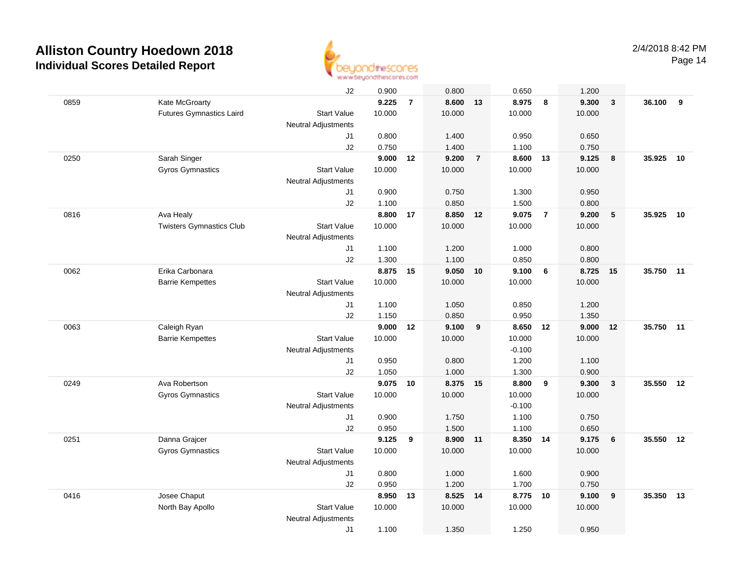# Alliston Country Hoedown 2018
## Individual Scores Detailed Report

2/4/2018 8:42 PM

| | | | | | | | | | | | | |
|---|---|---|---|---|---|---|---|---|---|---|---|---|
| | | J2 | 0.900 | | 0.800 | | 0.650 | | 1.200 | | | |
| 0859 | Kate McGroarty | | **9.225** | **7** | **8.600** | **13** | **8.975** | **8** | **9.300** | **3** | **36.100** | **9** |
| | Futures Gymnastics Laird | Start Value | 10.000 | | 10.000 | | 10.000 | | 10.000 | | | |
| | | Neutral Adjustments | | | | | | | | | | |
| | | J1 | 0.800 | | 1.400 | | 0.950 | | 0.650 | | | |
| | | J2 | 0.750 | | 1.400 | | 1.100 | | 0.750 | | | |
| 0250 | Sarah Singer | | **9.000** | **12** | **9.200** | **7** | **8.600** | **13** | **9.125** | **8** | **35.925** | **10** |
| | Gyros Gymnastics | Start Value | 10.000 | | 10.000 | | 10.000 | | 10.000 | | | |
| | | Neutral Adjustments | | | | | | | | | | |
| | | J1 | 0.900 | | 0.750 | | 1.300 | | 0.950 | | | |
| | | J2 | 1.100 | | 0.850 | | 1.500 | | 0.800 | | | |
| 0816 | Ava Healy | | **8.800** | **17** | **8.850** | **12** | **9.075** | **7** | **9.200** | **5** | **35.925** | **10** |
| | Twisters Gymnastics Club | Start Value | 10.000 | | 10.000 | | 10.000 | | 10.000 | | | |
| | | Neutral Adjustments | | | | | | | | | | |
| | | J1 | 1.100 | | 1.200 | | 1.000 | | 0.800 | | | |
| | | J2 | 1.300 | | 1.100 | | 0.850 | | 0.800 | | | |
| 0062 | Erika Carbonara | | **8.875** | **15** | **9.050** | **10** | **9.100** | **6** | **8.725** | **15** | **35.750** | **11** |
| | Barrie Kempettes | Start Value | 10.000 | | 10.000 | | 10.000 | | 10.000 | | | |
| | | Neutral Adjustments | | | | | | | | | | |
| | | J1 | 1.100 | | 1.050 | | 0.850 | | 1.200 | | | |
| | | J2 | 1.150 | | 0.850 | | 0.950 | | 1.350 | | | |
| 0063 | Caleigh Ryan | | **9.000** | **12** | **9.100** | **9** | **8.650** | **12** | **9.000** | **12** | **35.750** | **11** |
| | Barrie Kempettes | Start Value | 10.000 | | 10.000 | | 10.000 | | 10.000 | | | |
| | | Neutral Adjustments | | | | | -0.100 | | | | | |
| | | J1 | 0.950 | | 0.800 | | 1.200 | | 1.100 | | | |
| | | J2 | 1.050 | | 1.000 | | 1.300 | | 0.900 | | | |
| 0249 | Ava Robertson | | **9.075** | **10** | **8.375** | **15** | **8.800** | **9** | **9.300** | **3** | **35.550** | **12** |
| | Gyros Gymnastics | Start Value | 10.000 | | 10.000 | | 10.000 | | 10.000 | | | |
| | | Neutral Adjustments | | | | | -0.100 | | | | | |
| | | J1 | 0.900 | | 1.750 | | 1.100 | | 0.750 | | | |
| | | J2 | 0.950 | | 1.500 | | 1.100 | | 0.650 | | | |
| 0251 | Danna Grajcer | | **9.125** | **9** | **8.900** | **11** | **8.350** | **14** | **9.175** | **6** | **35.550** | **12** |
| | Gyros Gymnastics | Start Value | 10.000 | | 10.000 | | 10.000 | | 10.000 | | | |
| | | Neutral Adjustments | | | | | | | | | | |
| | | J1 | 0.800 | | 1.000 | | 1.600 | | 0.900 | | | |
| | | J2 | 0.950 | | 1.200 | | 1.700 | | 0.750 | | | |
| 0416 | Josee Chaput | | **8.950** | **13** | **8.525** | **14** | **8.775** | **10** | **9.100** | **9** | **35.350** | **13** |
| | North Bay Apollo | Start Value | 10.000 | | 10.000 | | 10.000 | | 10.000 | | | |
| | | Neutral Adjustments | | | | | | | | | | |
| | | J1 | 1.100 | | 1.350 | | 1.250 | | 0.950 | | | |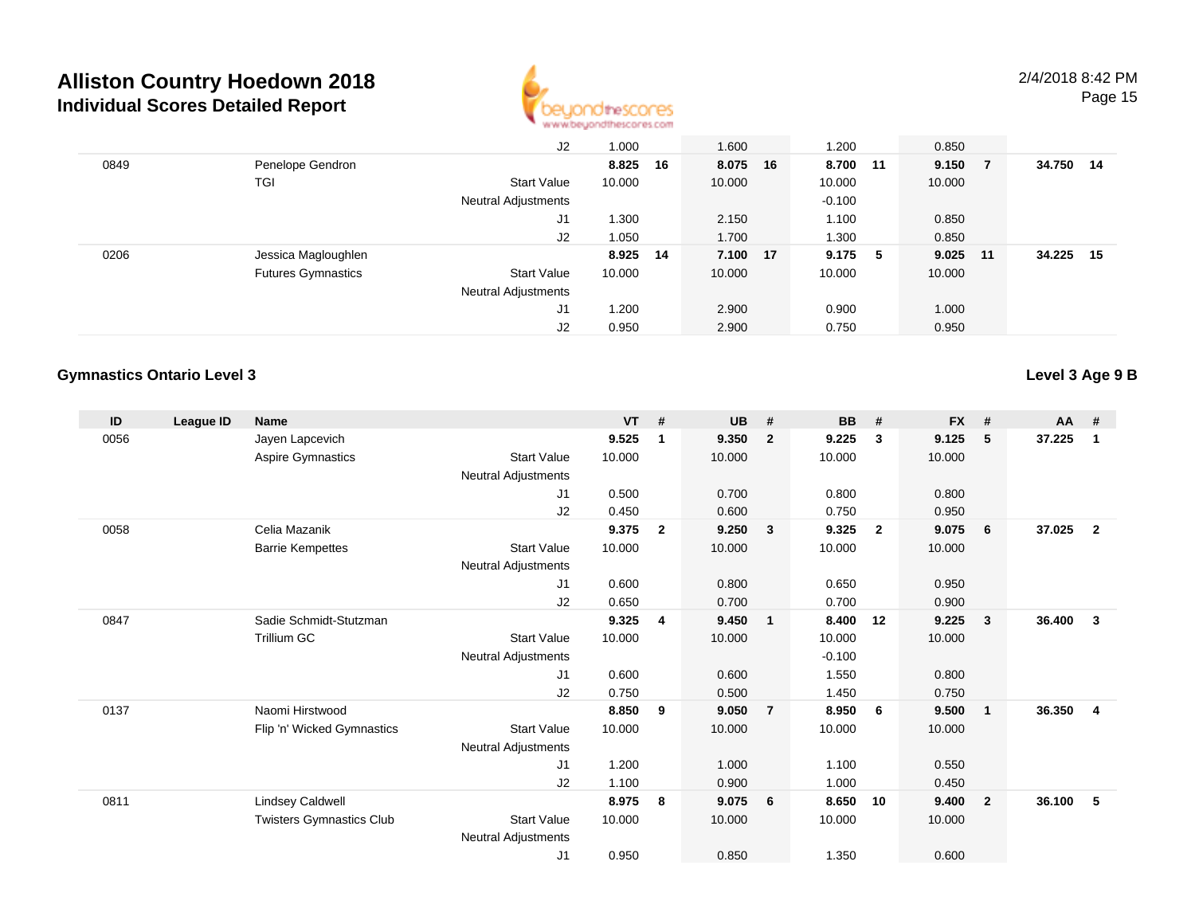# Alliston Country Hoedown 2018

## Individual Scores Detailed Report

2/4/2018 8:42 PM

| ID | League ID | Name | | VT | # | UB | # | BB | # | FX | # | AA | # |
|---|---|---|---|---|---|---|---|---|---|---|---|---|---|
| | | | J2 | 1.000 | | 1.600 | | 1.200 | | 0.850 | | | |
| 0849 | | Penelope Gendron | | 8.825 | 16 | 8.075 | 16 | 8.700 | 11 | 9.150 | 7 | 34.750 | 14 |
| | | TGI | Start Value | 10.000 | | 10.000 | | 10.000 | | 10.000 | | | |
| | | | Neutral Adjustments | | | | | -0.100 | | | | | |
| | | | J1 | 1.300 | | 2.150 | | 1.100 | | 0.850 | | | |
| | | | J2 | 1.050 | | 1.700 | | 1.300 | | 0.850 | | | |
| 0206 | | Jessica Magloughlen | | 8.925 | 14 | 7.100 | 17 | 9.175 | 5 | 9.025 | 11 | 34.225 | 15 |
| | | Futures Gymnastics | Start Value | 10.000 | | 10.000 | | 10.000 | | 10.000 | | | |
| | | | Neutral Adjustments | | | | | | | | | | |
| | | | J1 | 1.200 | | 2.900 | | 0.900 | | 1.000 | | | |
| | | | J2 | 0.950 | | 2.900 | | 0.750 | | 0.950 | | | |

### Gymnastics Ontario Level 3

**Level 3 Age 9 B**

| ID | League ID | Name | | VT | # | UB | # | BB | # | FX | # | AA | # |
|---|---|---|---|---|---|---|---|---|---|---|---|---|---|
| 0056 | | Jayen Lapcevich | | 9.525 | 1 | 9.350 | 2 | 9.225 | 3 | 9.125 | 5 | 37.225 | 1 |
| | | Aspire Gymnastics | Start Value | 10.000 | | 10.000 | | 10.000 | | 10.000 | | | |
| | | | Neutral Adjustments | | | | | | | | | | |
| | | | J1 | 0.500 | | 0.700 | | 0.800 | | 0.800 | | | |
| | | | J2 | 0.450 | | 0.600 | | 0.750 | | 0.950 | | | |
| 0058 | | Celia Mazanik | | 9.375 | 2 | 9.250 | 3 | 9.325 | 2 | 9.075 | 6 | 37.025 | 2 |
| | | Barrie Kempettes | Start Value | 10.000 | | 10.000 | | 10.000 | | 10.000 | | | |
| | | | Neutral Adjustments | | | | | | | | | | |
| | | | J1 | 0.600 | | 0.800 | | 0.650 | | 0.950 | | | |
| | | | J2 | 0.650 | | 0.700 | | 0.700 | | 0.900 | | | |
| 0847 | | Sadie Schmidt-Stutzman | | 9.325 | 4 | 9.450 | 1 | 8.400 | 12 | 9.225 | 3 | 36.400 | 3 |
| | | Trillium GC | Start Value | 10.000 | | 10.000 | | 10.000 | | 10.000 | | | |
| | | | Neutral Adjustments | | | | | -0.100 | | | | | |
| | | | J1 | 0.600 | | 0.600 | | 1.550 | | 0.800 | | | |
| | | | J2 | 0.750 | | 0.500 | | 1.450 | | 0.750 | | | |
| 0137 | | Naomi Hirstwood | | 8.850 | 9 | 9.050 | 7 | 8.950 | 6 | 9.500 | 1 | 36.350 | 4 |
| | | Flip 'n' Wicked Gymnastics | Start Value | 10.000 | | 10.000 | | 10.000 | | 10.000 | | | |
| | | | Neutral Adjustments | | | | | | | | | | |
| | | | J1 | 1.200 | | 1.000 | | 1.100 | | 0.550 | | | |
| | | | J2 | 1.100 | | 0.900 | | 1.000 | | 0.450 | | | |
| 0811 | | Lindsey Caldwell | | 8.975 | 8 | 9.075 | 6 | 8.650 | 10 | 9.400 | 2 | 36.100 | 5 |
| | | Twisters Gymnastics Club | Start Value | 10.000 | | 10.000 | | 10.000 | | 10.000 | | | |
| | | | Neutral Adjustments | | | | | | | | | | |
| | | | J1 | 0.950 | | 0.850 | | 1.350 | | 0.600 | | | |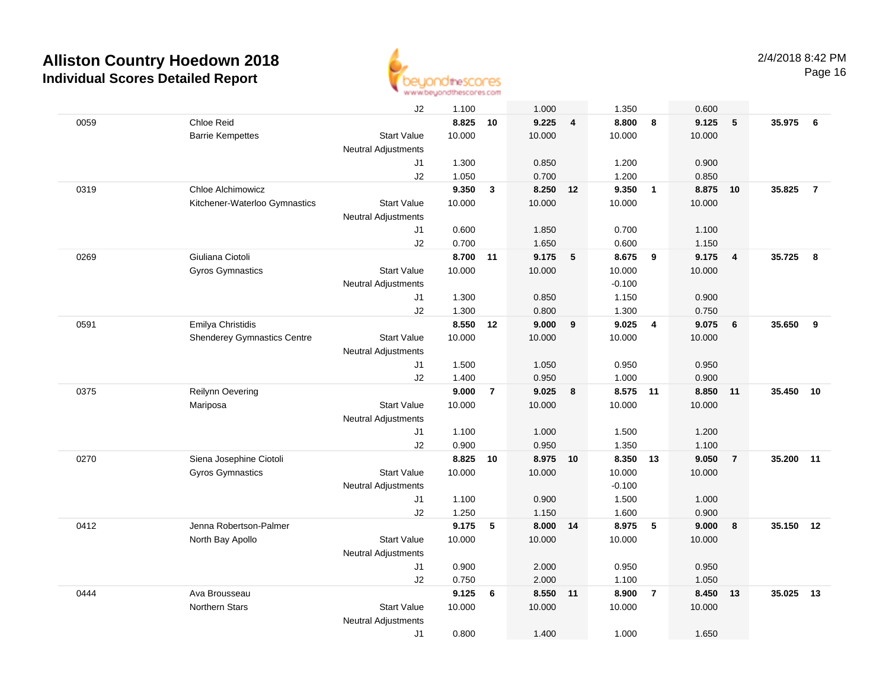# Alliston Country Hoedown 2018

## Individual Scores Detailed Report

2/4/2018 8:42 PM

| | | | | | | | | | | | | |
|---|---|---|---|---|---|---|---|---|---|---|---|---|
| | | J2 | 1.100 | | 1.000 | | 1.350 | | 0.600 | | | |
| 0059 | Chloe Reid | | **8.825** | **10** | **9.225** | **4** | **8.800** | **8** | **9.125** | **5** | **35.975** | **6** |
| | Barrie Kempettes | Start Value | 10.000 | | 10.000 | | 10.000 | | 10.000 | | | |
| | | Neutral Adjustments | | | | | | | | | | |
| | | J1 | 1.300 | | 0.850 | | 1.200 | | 0.900 | | | |
| | | J2 | 1.050 | | 0.700 | | 1.200 | | 0.850 | | | |
| 0319 | Chloe Alchimowicz | | **9.350** | **3** | **8.250** | **12** | **9.350** | **1** | **8.875** | **10** | **35.825** | **7** |
| | Kitchener-Waterloo Gymnastics | Start Value | 10.000 | | 10.000 | | 10.000 | | 10.000 | | | |
| | | Neutral Adjustments | | | | | | | | | | |
| | | J1 | 0.600 | | 1.850 | | 0.700 | | 1.100 | | | |
| | | J2 | 0.700 | | 1.650 | | 0.600 | | 1.150 | | | |
| 0269 | Giuliana Ciotoli | | **8.700** | **11** | **9.175** | **5** | **8.675** | **9** | **9.175** | **4** | **35.725** | **8** |
| | Gyros Gymnastics | Start Value | 10.000 | | 10.000 | | 10.000 | | 10.000 | | | |
| | | Neutral Adjustments | | | | | -0.100 | | | | | |
| | | J1 | 1.300 | | 0.850 | | 1.150 | | 0.900 | | | |
| | | J2 | 1.300 | | 0.800 | | 1.300 | | 0.750 | | | |
| 0591 | Emilya Christidis | | **8.550** | **12** | **9.000** | **9** | **9.025** | **4** | **9.075** | **6** | **35.650** | **9** |
| | Shenderey Gymnastics Centre | Start Value | 10.000 | | 10.000 | | 10.000 | | 10.000 | | | |
| | | Neutral Adjustments | | | | | | | | | | |
| | | J1 | 1.500 | | 1.050 | | 0.950 | | 0.950 | | | |
| | | J2 | 1.400 | | 0.950 | | 1.000 | | 0.900 | | | |
| 0375 | Reilynn Oevering | | **9.000** | **7** | **9.025** | **8** | **8.575** | **11** | **8.850** | **11** | **35.450** | **10** |
| | Mariposa | Start Value | 10.000 | | 10.000 | | 10.000 | | 10.000 | | | |
| | | Neutral Adjustments | | | | | | | | | | |
| | | J1 | 1.100 | | 1.000 | | 1.500 | | 1.200 | | | |
| | | J2 | 0.900 | | 0.950 | | 1.350 | | 1.100 | | | |
| 0270 | Siena Josephine Ciotoli | | **8.825** | **10** | **8.975** | **10** | **8.350** | **13** | **9.050** | **7** | **35.200** | **11** |
| | Gyros Gymnastics | Start Value | 10.000 | | 10.000 | | 10.000 | | 10.000 | | | |
| | | Neutral Adjustments | | | | | -0.100 | | | | | |
| | | J1 | 1.100 | | 0.900 | | 1.500 | | 1.000 | | | |
| | | J2 | 1.250 | | 1.150 | | 1.600 | | 0.900 | | | |
| 0412 | Jenna Robertson-Palmer | | **9.175** | **5** | **8.000** | **14** | **8.975** | **5** | **9.000** | **8** | **35.150** | **12** |
| | North Bay Apollo | Start Value | 10.000 | | 10.000 | | 10.000 | | 10.000 | | | |
| | | Neutral Adjustments | | | | | | | | | | |
| | | J1 | 0.900 | | 2.000 | | 0.950 | | 0.950 | | | |
| | | J2 | 0.750 | | 2.000 | | 1.100 | | 1.050 | | | |
| 0444 | Ava Brousseau | | **9.125** | **6** | **8.550** | **11** | **8.900** | **7** | **8.450** | **13** | **35.025** | **13** |
| | Northern Stars | Start Value | 10.000 | | 10.000 | | 10.000 | | 10.000 | | | |
| | | Neutral Adjustments | | | | | | | | | | |
| | | J1 | 0.800 | | 1.400 | | 1.000 | | 1.650 | | | |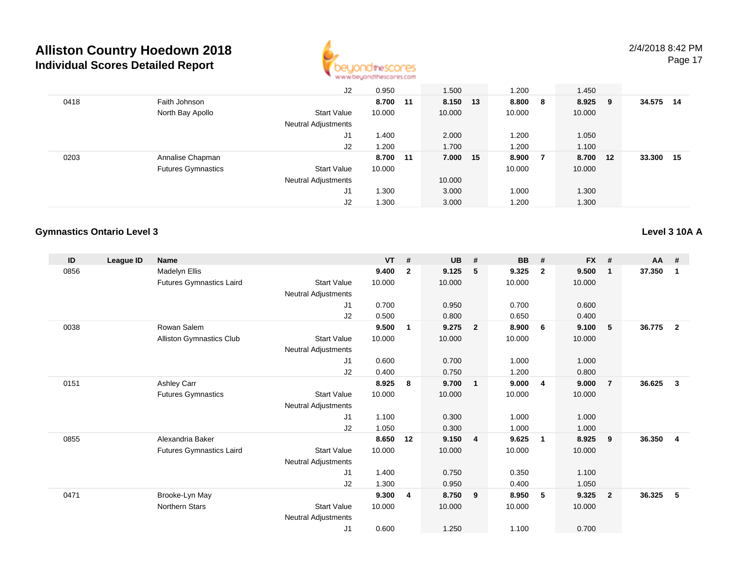| ID | League ID | Name | | VT | # | UB | # | BB | # | FX | # | AA | # |
|---|---|---|---|---|---|---|---|---|---|---|---|---|---|
| | | | J2 | 0.950 | | 1.500 | | 1.200 | | 1.450 | | | |
| 0418 | | Faith Johnson | | 8.700 | 11 | 8.150 | 13 | 8.800 | 8 | 8.925 | 9 | 34.575 | 14 |
| | | North Bay Apollo | Start Value | 10.000 | | 10.000 | | 10.000 | | 10.000 | | | |
| | | | Neutral Adjustments | | | | | | | | | | |
| | | | J1 | 1.400 | | 2.000 | | 1.200 | | 1.050 | | | |
| | | | J2 | 1.200 | | 1.700 | | 1.200 | | 1.100 | | | |
| 0203 | | Annalise Chapman | | 8.700 | 11 | 7.000 | 15 | 8.900 | 7 | 8.700 | 12 | 33.300 | 15 |
| | | Futures Gymnastics | Start Value | 10.000 | | | | 10.000 | | 10.000 | | | |
| | | | Neutral Adjustments | | | 10.000 | | | | | | | |
| | | | J1 | 1.300 | | 3.000 | | 1.000 | | 1.300 | | | |
| | | | J2 | 1.300 | | 3.000 | | 1.200 | | 1.300 | | | |

## Gymnastics Ontario Level 3

**Level 3 10A A**

| ID | League ID | Name | | VT | # | UB | # | BB | # | FX | # | AA | # |
|---|---|---|---|---|---|---|---|---|---|---|---|---|---|
| 0856 | | Madelyn Ellis | | 9.400 | 2 | 9.125 | 5 | 9.325 | 2 | 9.500 | 1 | 37.350 | 1 |
| | | Futures Gymnastics Laird | Start Value | 10.000 | | 10.000 | | 10.000 | | 10.000 | | | |
| | | | Neutral Adjustments | | | | | | | | | | |
| | | | J1 | 0.700 | | 0.950 | | 0.700 | | 0.600 | | | |
| | | | J2 | 0.500 | | 0.800 | | 0.650 | | 0.400 | | | |
| 0038 | | Rowan Salem | | 9.500 | 1 | 9.275 | 2 | 8.900 | 6 | 9.100 | 5 | 36.775 | 2 |
| | | Alliston Gymnastics Club | Start Value | 10.000 | | 10.000 | | 10.000 | | 10.000 | | | |
| | | | Neutral Adjustments | | | | | | | | | | |
| | | | J1 | 0.600 | | 0.700 | | 1.000 | | 1.000 | | | |
| | | | J2 | 0.400 | | 0.750 | | 1.200 | | 0.800 | | | |
| 0151 | | Ashley Carr | | 8.925 | 8 | 9.700 | 1 | 9.000 | 4 | 9.000 | 7 | 36.625 | 3 |
| | | Futures Gymnastics | Start Value | 10.000 | | 10.000 | | 10.000 | | 10.000 | | | |
| | | | Neutral Adjustments | | | | | | | | | | |
| | | | J1 | 1.100 | | 0.300 | | 1.000 | | 1.000 | | | |
| | | | J2 | 1.050 | | 0.300 | | 1.000 | | 1.000 | | | |
| 0855 | | Alexandria Baker | | 8.650 | 12 | 9.150 | 4 | 9.625 | 1 | 8.925 | 9 | 36.350 | 4 |
| | | Futures Gymnastics Laird | Start Value | 10.000 | | 10.000 | | 10.000 | | 10.000 | | | |
| | | | Neutral Adjustments | | | | | | | | | | |
| | | | J1 | 1.400 | | 0.750 | | 0.350 | | 1.100 | | | |
| | | | J2 | 1.300 | | 0.950 | | 0.400 | | 1.050 | | | |
| 0471 | | Brooke-Lyn May | | 9.300 | 4 | 8.750 | 9 | 8.950 | 5 | 9.325 | 2 | 36.325 | 5 |
| | | Northern Stars | Start Value | 10.000 | | 10.000 | | 10.000 | | 10.000 | | | |
| | | | Neutral Adjustments | | | | | | | | | | |
| | | | J1 | 0.600 | | 1.250 | | 1.100 | | 0.700 | | | |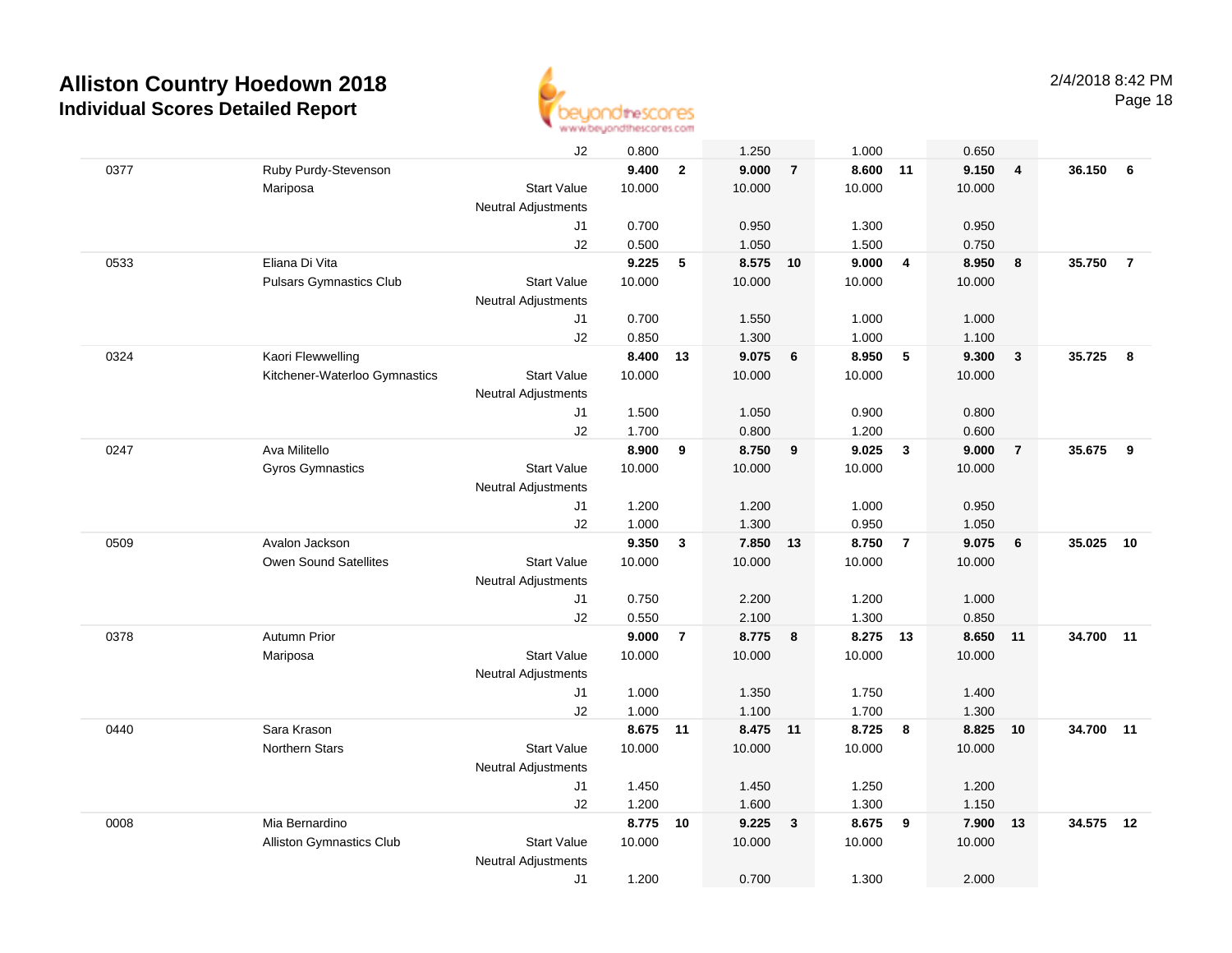# Alliston Country Hoedown 2018
## Individual Scores Detailed Report

2/4/2018 8:42 PM

| | | | | | | | | | | | | |
|---|---|---|---|---|---|---|---|---|---|---|---|---|
| | | J2 | 0.800 | | 1.250 | | 1.000 | | 0.650 | | | |
| 0377 | Ruby Purdy-Stevenson | | **9.400** | **2** | **9.000** | **7** | **8.600** | **11** | **9.150** | **4** | **36.150** | **6** |
| | Mariposa | Start Value | 10.000 | | 10.000 | | 10.000 | | 10.000 | | | |
| | | Neutral Adjustments | | | | | | | | | | |
| | | J1 | 0.700 | | 0.950 | | 1.300 | | 0.950 | | | |
| | | J2 | 0.500 | | 1.050 | | 1.500 | | 0.750 | | | |
| 0533 | Eliana Di Vita | | **9.225** | **5** | **8.575** | **10** | **9.000** | **4** | **8.950** | **8** | **35.750** | **7** |
| | Pulsars Gymnastics Club | Start Value | 10.000 | | 10.000 | | 10.000 | | 10.000 | | | |
| | | Neutral Adjustments | | | | | | | | | | |
| | | J1 | 0.700 | | 1.550 | | 1.000 | | 1.000 | | | |
| | | J2 | 0.850 | | 1.300 | | 1.000 | | 1.100 | | | |
| 0324 | Kaori Flewwelling | | **8.400** | **13** | **9.075** | **6** | **8.950** | **5** | **9.300** | **3** | **35.725** | **8** |
| | Kitchener-Waterloo Gymnastics | Start Value | 10.000 | | 10.000 | | 10.000 | | 10.000 | | | |
| | | Neutral Adjustments | | | | | | | | | | |
| | | J1 | 1.500 | | 1.050 | | 0.900 | | 0.800 | | | |
| | | J2 | 1.700 | | 0.800 | | 1.200 | | 0.600 | | | |
| 0247 | Ava Militello | | **8.900** | **9** | **8.750** | **9** | **9.025** | **3** | **9.000** | **7** | **35.675** | **9** |
| | Gyros Gymnastics | Start Value | 10.000 | | 10.000 | | 10.000 | | 10.000 | | | |
| | | Neutral Adjustments | | | | | | | | | | |
| | | J1 | 1.200 | | 1.200 | | 1.000 | | 0.950 | | | |
| | | J2 | 1.000 | | 1.300 | | 0.950 | | 1.050 | | | |
| 0509 | Avalon Jackson | | **9.350** | **3** | **7.850** | **13** | **8.750** | **7** | **9.075** | **6** | **35.025** | **10** |
| | Owen Sound Satellites | Start Value | 10.000 | | 10.000 | | 10.000 | | 10.000 | | | |
| | | Neutral Adjustments | | | | | | | | | | |
| | | J1 | 0.750 | | 2.200 | | 1.200 | | 1.000 | | | |
| | | J2 | 0.550 | | 2.100 | | 1.300 | | 0.850 | | | |
| 0378 | Autumn Prior | | **9.000** | **7** | **8.775** | **8** | **8.275** | **13** | **8.650** | **11** | **34.700** | **11** |
| | Mariposa | Start Value | 10.000 | | 10.000 | | 10.000 | | 10.000 | | | |
| | | Neutral Adjustments | | | | | | | | | | |
| | | J1 | 1.000 | | 1.350 | | 1.750 | | 1.400 | | | |
| | | J2 | 1.000 | | 1.100 | | 1.700 | | 1.300 | | | |
| 0440 | Sara Krason | | **8.675** | **11** | **8.475** | **11** | **8.725** | **8** | **8.825** | **10** | **34.700** | **11** |
| | Northern Stars | Start Value | 10.000 | | 10.000 | | 10.000 | | 10.000 | | | |
| | | Neutral Adjustments | | | | | | | | | | |
| | | J1 | 1.450 | | 1.450 | | 1.250 | | 1.200 | | | |
| | | J2 | 1.200 | | 1.600 | | 1.300 | | 1.150 | | | |
| 0008 | Mia Bernardino | | **8.775** | **10** | **9.225** | **3** | **8.675** | **9** | **7.900** | **13** | **34.575** | **12** |
| | Alliston Gymnastics Club | Start Value | 10.000 | | 10.000 | | 10.000 | | 10.000 | | | |
| | | Neutral Adjustments | | | | | | | | | | |
| | | J1 | 1.200 | | 0.700 | | 1.300 | | 2.000 | | | |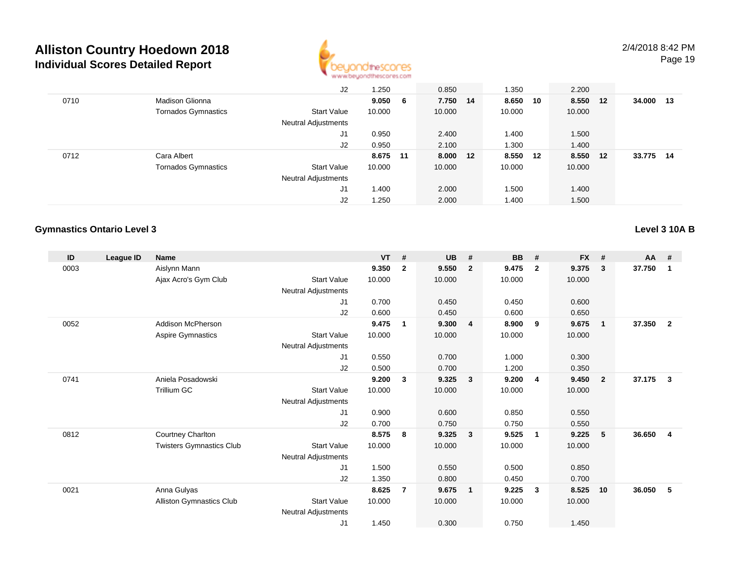# Alliston Country Hoedown 2018

## Individual Scores Detailed Report

2/4/2018 8:42 PM

| | | | | VT | # | UB | # | BB | # | FX | # | AA | # |
|---|---|---|---|---|---|---|---|---|---|---|---|---|---|
| | | | J2 | 1.250 | | 0.850 | | 1.350 | | 2.200 | | | |
| 0710 | | Madison Glionna | | **9.050** | **6** | **7.750** | **14** | **8.650** | **10** | **8.550** | **12** | **34.000** | **13** |
| | | Tornados Gymnastics | Start Value | 10.000 | | 10.000 | | 10.000 | | 10.000 | | | |
| | | | Neutral Adjustments | | | | | | | | | | |
| | | | J1 | 0.950 | | 2.400 | | 1.400 | | 1.500 | | | |
| | | | J2 | 0.950 | | 2.100 | | 1.300 | | 1.400 | | | |
| 0712 | | Cara Albert | | **8.675** | **11** | **8.000** | **12** | **8.550** | **12** | **8.550** | **12** | **33.775** | **14** |
| | | Tornados Gymnastics | Start Value | 10.000 | | 10.000 | | 10.000 | | 10.000 | | | |
| | | | Neutral Adjustments | | | | | | | | | | |
| | | | J1 | 1.400 | | 2.000 | | 1.500 | | 1.400 | | | |
| | | | J2 | 1.250 | | 2.000 | | 1.400 | | 1.500 | | | |

### Gymnastics Ontario Level 3

### Level 3 10A B

| ID | League ID | Name | | VT | # | UB | # | BB | # | FX | # | AA | # |
|---|---|---|---|---|---|---|---|---|---|---|---|---|---|
| 0003 | | Aislynn Mann | | **9.350** | **2** | **9.550** | **2** | **9.475** | **2** | **9.375** | **3** | **37.750** | **1** |
| | | Ajax Acro's Gym Club | Start Value | 10.000 | | 10.000 | | 10.000 | | 10.000 | | | |
| | | | Neutral Adjustments | | | | | | | | | | |
| | | | J1 | 0.700 | | 0.450 | | 0.450 | | 0.600 | | | |
| | | | J2 | 0.600 | | 0.450 | | 0.600 | | 0.650 | | | |
| 0052 | | Addison McPherson | | **9.475** | **1** | **9.300** | **4** | **8.900** | **9** | **9.675** | **1** | **37.350** | **2** |
| | | Aspire Gymnastics | Start Value | 10.000 | | 10.000 | | 10.000 | | 10.000 | | | |
| | | | Neutral Adjustments | | | | | | | | | | |
| | | | J1 | 0.550 | | 0.700 | | 1.000 | | 0.300 | | | |
| | | | J2 | 0.500 | | 0.700 | | 1.200 | | 0.350 | | | |
| 0741 | | Aniela Posadowski | | **9.200** | **3** | **9.325** | **3** | **9.200** | **4** | **9.450** | **2** | **37.175** | **3** |
| | | Trillium GC | Start Value | 10.000 | | 10.000 | | 10.000 | | 10.000 | | | |
| | | | Neutral Adjustments | | | | | | | | | | |
| | | | J1 | 0.900 | | 0.600 | | 0.850 | | 0.550 | | | |
| | | | J2 | 0.700 | | 0.750 | | 0.750 | | 0.550 | | | |
| 0812 | | Courtney Charlton | | **8.575** | **8** | **9.325** | **3** | **9.525** | **1** | **9.225** | **5** | **36.650** | **4** |
| | | Twisters Gymnastics Club | Start Value | 10.000 | | 10.000 | | 10.000 | | 10.000 | | | |
| | | | Neutral Adjustments | | | | | | | | | | |
| | | | J1 | 1.500 | | 0.550 | | 0.500 | | 0.850 | | | |
| | | | J2 | 1.350 | | 0.800 | | 0.450 | | 0.700 | | | |
| 0021 | | Anna Gulyas | | **8.625** | **7** | **9.675** | **1** | **9.225** | **3** | **8.525** | **10** | **36.050** | **5** |
| | | Alliston Gymnastics Club | Start Value | 10.000 | | 10.000 | | 10.000 | | 10.000 | | | |
| | | | Neutral Adjustments | | | | | | | | | | |
| | | | J1 | 1.450 | | 0.300 | | 0.750 | | 1.450 | | | |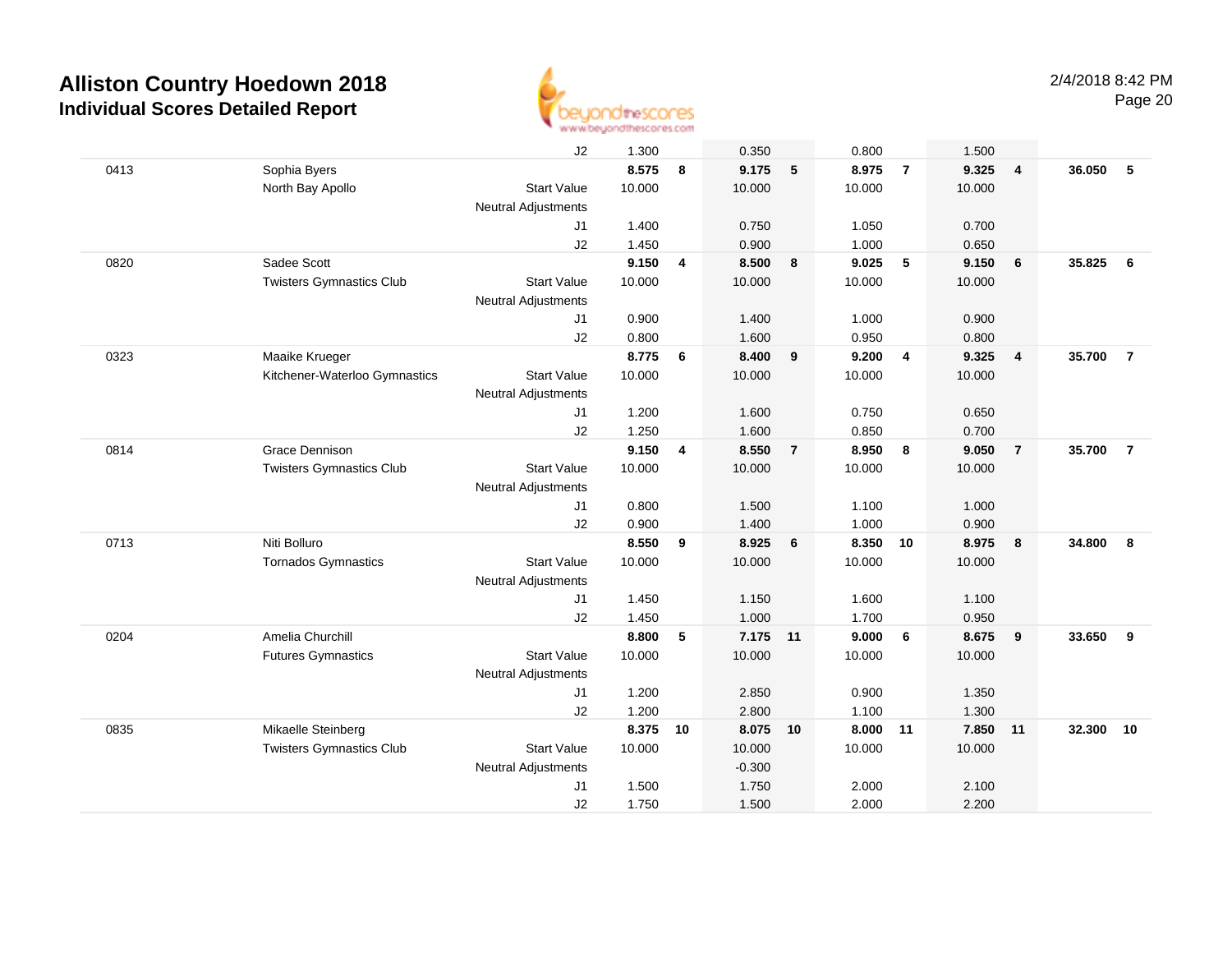# Alliston Country Hoedown 2018
## Individual Scores Detailed Report

2/4/2018 8:42 PM

| | | | | | | | | | | | | |
|---|---|---|---|---|---|---|---|---|---|---|---|---|
| | | J2 | 1.300 | | 0.350 | | 0.800 | | 1.500 | | | |
| 0413 | Sophia Byers | | **8.575** | **8** | **9.175** | **5** | **8.975** | **7** | **9.325** | **4** | **36.050** | **5** |
| | North Bay Apollo | Start Value | 10.000 | | 10.000 | | 10.000 | | 10.000 | | | |
| | | Neutral Adjustments | | | | | | | | | | |
| | | J1 | 1.400 | | 0.750 | | 1.050 | | 0.700 | | | |
| | | J2 | 1.450 | | 0.900 | | 1.000 | | 0.650 | | | |
| 0820 | Sadee Scott | | **9.150** | **4** | **8.500** | **8** | **9.025** | **5** | **9.150** | **6** | **35.825** | **6** |
| | Twisters Gymnastics Club | Start Value | 10.000 | | 10.000 | | 10.000 | | 10.000 | | | |
| | | Neutral Adjustments | | | | | | | | | | |
| | | J1 | 0.900 | | 1.400 | | 1.000 | | 0.900 | | | |
| | | J2 | 0.800 | | 1.600 | | 0.950 | | 0.800 | | | |
| 0323 | Maaike Krueger | | **8.775** | **6** | **8.400** | **9** | **9.200** | **4** | **9.325** | **4** | **35.700** | **7** |
| | Kitchener-Waterloo Gymnastics | Start Value | 10.000 | | 10.000 | | 10.000 | | 10.000 | | | |
| | | Neutral Adjustments | | | | | | | | | | |
| | | J1 | 1.200 | | 1.600 | | 0.750 | | 0.650 | | | |
| | | J2 | 1.250 | | 1.600 | | 0.850 | | 0.700 | | | |
| 0814 | Grace Dennison | | **9.150** | **4** | **8.550** | **7** | **8.950** | **8** | **9.050** | **7** | **35.700** | **7** |
| | Twisters Gymnastics Club | Start Value | 10.000 | | 10.000 | | 10.000 | | 10.000 | | | |
| | | Neutral Adjustments | | | | | | | | | | |
| | | J1 | 0.800 | | 1.500 | | 1.100 | | 1.000 | | | |
| | | J2 | 0.900 | | 1.400 | | 1.000 | | 0.900 | | | |
| 0713 | Niti Bolluro | | **8.550** | **9** | **8.925** | **6** | **8.350** | **10** | **8.975** | **8** | **34.800** | **8** |
| | Tornados Gymnastics | Start Value | 10.000 | | 10.000 | | 10.000 | | 10.000 | | | |
| | | Neutral Adjustments | | | | | | | | | | |
| | | J1 | 1.450 | | 1.150 | | 1.600 | | 1.100 | | | |
| | | J2 | 1.450 | | 1.000 | | 1.700 | | 0.950 | | | |
| 0204 | Amelia Churchill | | **8.800** | **5** | **7.175** | **11** | **9.000** | **6** | **8.675** | **9** | **33.650** | **9** |
| | Futures Gymnastics | Start Value | 10.000 | | 10.000 | | 10.000 | | 10.000 | | | |
| | | Neutral Adjustments | | | | | | | | | | |
| | | J1 | 1.200 | | 2.850 | | 0.900 | | 1.350 | | | |
| | | J2 | 1.200 | | 2.800 | | 1.100 | | 1.300 | | | |
| 0835 | Mikaelle Steinberg | | **8.375** | **10** | **8.075** | **10** | **8.000** | **11** | **7.850** | **11** | **32.300** | **10** |
| | Twisters Gymnastics Club | Start Value | 10.000 | | 10.000 | | 10.000 | | 10.000 | | | |
| | | Neutral Adjustments | | | -0.300 | | | | | | | |
| | | J1 | 1.500 | | 1.750 | | 2.000 | | 2.100 | | | |
| | | J2 | 1.750 | | 1.500 | | 2.000 | | 2.200 | | | |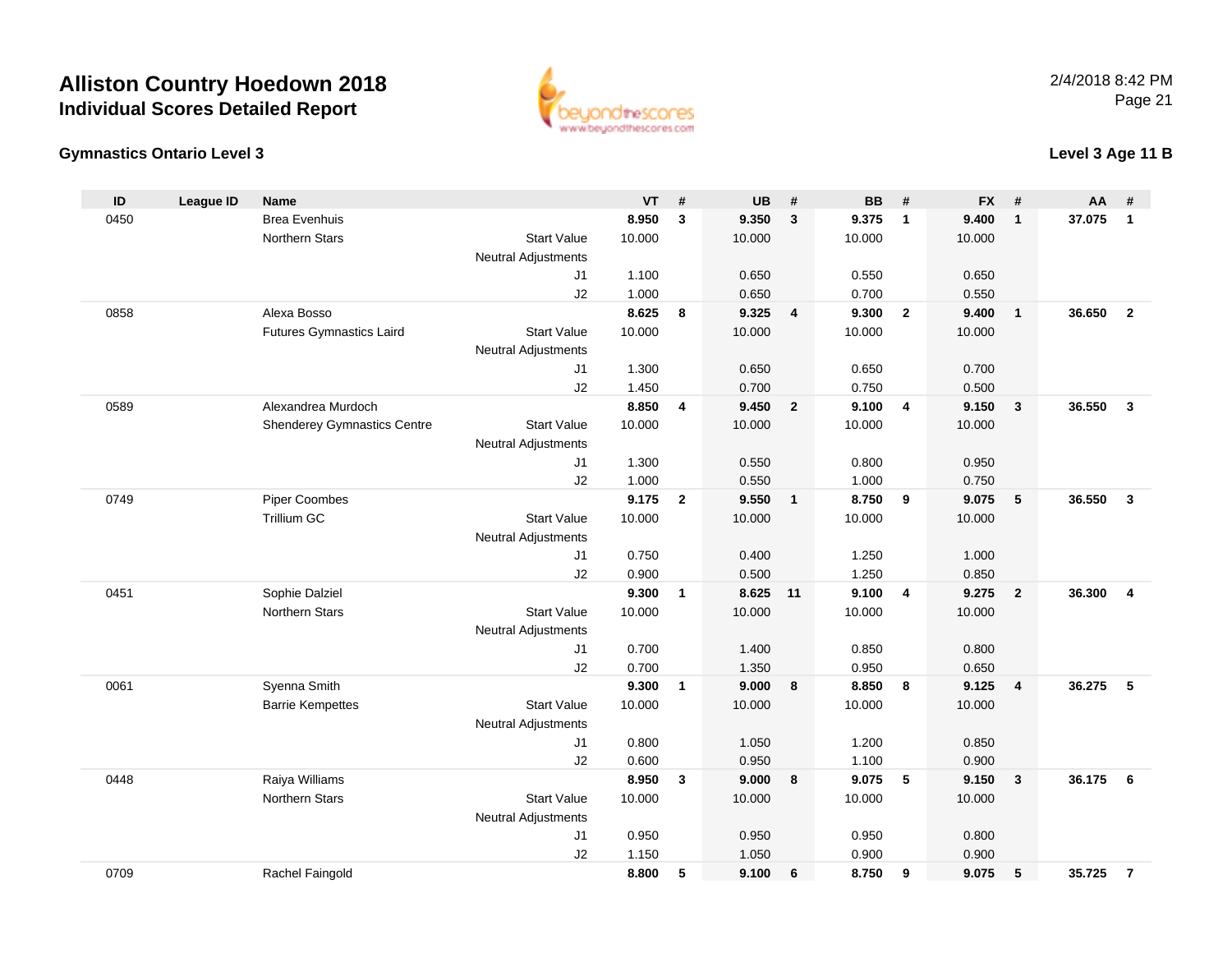# Alliston Country Hoedown 2018

## Individual Scores Detailed Report

2/4/2018 8:42 PM

### Gymnastics Ontario Level 3

### Level 3 Age 11 B

| ID | League ID | Name | | VT | # | UB | # | BB | # | FX | # | AA | # |
|---|---|---|---|---|---|---|---|---|---|---|---|---|---|
| 0450 | | Brea Evenhuis | | **8.950** | **3** | **9.350** | **3** | **9.375** | **1** | **9.400** | **1** | **37.075** | **1** |
| | | Northern Stars | Start Value | 10.000 | | 10.000 | | 10.000 | | 10.000 | | | |
| | | | Neutral Adjustments | | | | | | | | | | |
| | | | J1 | 1.100 | | 0.650 | | 0.550 | | 0.650 | | | |
| | | | J2 | 1.000 | | 0.650 | | 0.700 | | 0.550 | | | |
| 0858 | | Alexa Bosso | | **8.625** | **8** | **9.325** | **4** | **9.300** | **2** | **9.400** | **1** | **36.650** | **2** |
| | | Futures Gymnastics Laird | Start Value | 10.000 | | 10.000 | | 10.000 | | 10.000 | | | |
| | | | Neutral Adjustments | | | | | | | | | | |
| | | | J1 | 1.300 | | 0.650 | | 0.650 | | 0.700 | | | |
| | | | J2 | 1.450 | | 0.700 | | 0.750 | | 0.500 | | | |
| 0589 | | Alexandrea Murdoch | | **8.850** | **4** | **9.450** | **2** | **9.100** | **4** | **9.150** | **3** | **36.550** | **3** |
| | | Shenderey Gymnastics Centre | Start Value | 10.000 | | 10.000 | | 10.000 | | 10.000 | | | |
| | | | Neutral Adjustments | | | | | | | | | | |
| | | | J1 | 1.300 | | 0.550 | | 0.800 | | 0.950 | | | |
| | | | J2 | 1.000 | | 0.550 | | 1.000 | | 0.750 | | | |
| 0749 | | Piper Coombes | | **9.175** | **2** | **9.550** | **1** | **8.750** | **9** | **9.075** | **5** | **36.550** | **3** |
| | | Trillium GC | Start Value | 10.000 | | 10.000 | | 10.000 | | 10.000 | | | |
| | | | Neutral Adjustments | | | | | | | | | | |
| | | | J1 | 0.750 | | 0.400 | | 1.250 | | 1.000 | | | |
| | | | J2 | 0.900 | | 0.500 | | 1.250 | | 0.850 | | | |
| 0451 | | Sophie Dalziel | | **9.300** | **1** | **8.625** | **11** | **9.100** | **4** | **9.275** | **2** | **36.300** | **4** |
| | | Northern Stars | Start Value | 10.000 | | 10.000 | | 10.000 | | 10.000 | | | |
| | | | Neutral Adjustments | | | | | | | | | | |
| | | | J1 | 0.700 | | 1.400 | | 0.850 | | 0.800 | | | |
| | | | J2 | 0.700 | | 1.350 | | 0.950 | | 0.650 | | | |
| 0061 | | Syenna Smith | | **9.300** | **1** | **9.000** | **8** | **8.850** | **8** | **9.125** | **4** | **36.275** | **5** |
| | | Barrie Kempettes | Start Value | 10.000 | | 10.000 | | 10.000 | | 10.000 | | | |
| | | | Neutral Adjustments | | | | | | | | | | |
| | | | J1 | 0.800 | | 1.050 | | 1.200 | | 0.850 | | | |
| | | | J2 | 0.600 | | 0.950 | | 1.100 | | 0.900 | | | |
| 0448 | | Raiya Williams | | **8.950** | **3** | **9.000** | **8** | **9.075** | **5** | **9.150** | **3** | **36.175** | **6** |
| | | Northern Stars | Start Value | 10.000 | | 10.000 | | 10.000 | | 10.000 | | | |
| | | | Neutral Adjustments | | | | | | | | | | |
| | | | J1 | 0.950 | | 0.950 | | 0.950 | | 0.800 | | | |
| | | | J2 | 1.150 | | 1.050 | | 0.900 | | 0.900 | | | |
| 0709 | | Rachel Faingold | | **8.800** | **5** | **9.100** | **6** | **8.750** | **9** | **9.075** | **5** | **35.725** | **7** |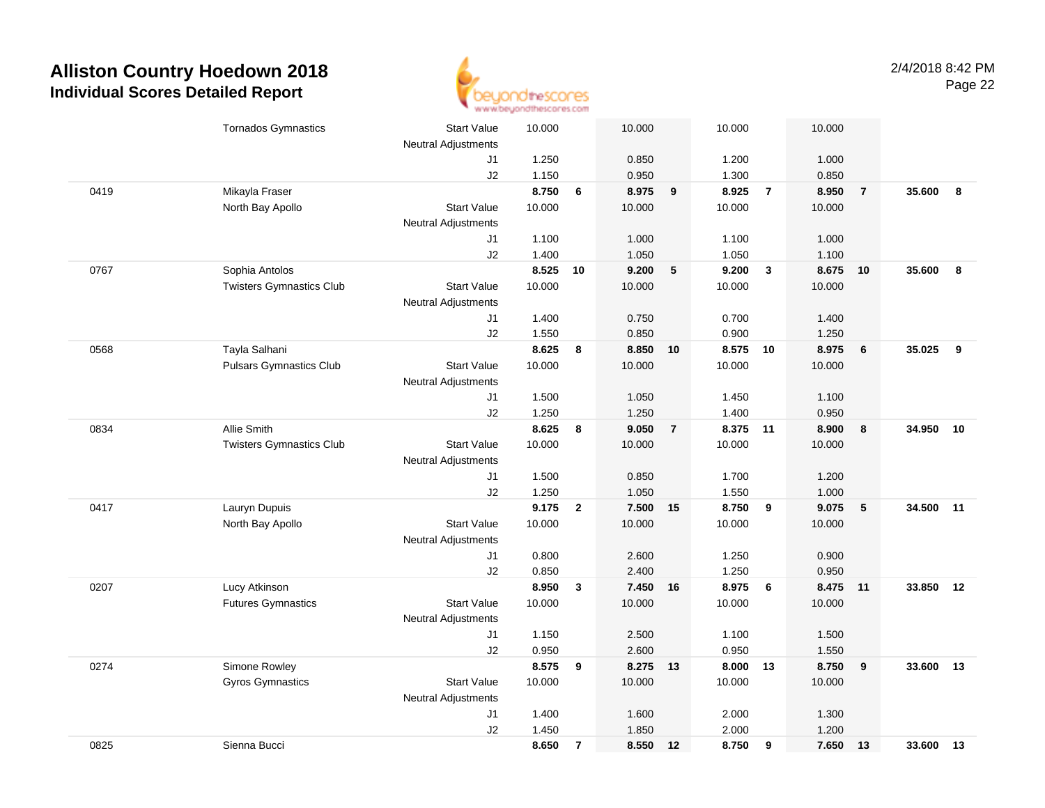# Alliston Country Hoedown 2018

## Individual Scores Detailed Report

2/4/2018 8:42 PM

| | | | | | | | | | | | | |
|---|---|---|---|---|---|---|---|---|---|---|---|---|
| | Tornados Gymnastics | Start Value | 10.000 | | 10.000 | | 10.000 | | 10.000 | | | |
| | | Neutral Adjustments | | | | | | | | | | |
| | | J1 | 1.250 | | 0.850 | | 1.200 | | 1.000 | | | |
| | | J2 | 1.150 | | 0.950 | | 1.300 | | 0.850 | | | |
| 0419 | Mikayla Fraser | | **8.750** | **6** | **8.975** | **9** | **8.925** | **7** | **8.950** | **7** | **35.600** | **8** |
| | North Bay Apollo | Start Value | 10.000 | | 10.000 | | 10.000 | | 10.000 | | | |
| | | Neutral Adjustments | | | | | | | | | | |
| | | J1 | 1.100 | | 1.000 | | 1.100 | | 1.000 | | | |
| | | J2 | 1.400 | | 1.050 | | 1.050 | | 1.100 | | | |
| 0767 | Sophia Antolos | | **8.525** | **10** | **9.200** | **5** | **9.200** | **3** | **8.675** | **10** | **35.600** | **8** |
| | Twisters Gymnastics Club | Start Value | 10.000 | | 10.000 | | 10.000 | | 10.000 | | | |
| | | Neutral Adjustments | | | | | | | | | | |
| | | J1 | 1.400 | | 0.750 | | 0.700 | | 1.400 | | | |
| | | J2 | 1.550 | | 0.850 | | 0.900 | | 1.250 | | | |
| 0568 | Tayla Salhani | | **8.625** | **8** | **8.850** | **10** | **8.575** | **10** | **8.975** | **6** | **35.025** | **9** |
| | Pulsars Gymnastics Club | Start Value | 10.000 | | 10.000 | | 10.000 | | 10.000 | | | |
| | | Neutral Adjustments | | | | | | | | | | |
| | | J1 | 1.500 | | 1.050 | | 1.450 | | 1.100 | | | |
| | | J2 | 1.250 | | 1.250 | | 1.400 | | 0.950 | | | |
| 0834 | Allie Smith | | **8.625** | **8** | **9.050** | **7** | **8.375** | **11** | **8.900** | **8** | **34.950** | **10** |
| | Twisters Gymnastics Club | Start Value | 10.000 | | 10.000 | | 10.000 | | 10.000 | | | |
| | | Neutral Adjustments | | | | | | | | | | |
| | | J1 | 1.500 | | 0.850 | | 1.700 | | 1.200 | | | |
| | | J2 | 1.250 | | 1.050 | | 1.550 | | 1.000 | | | |
| 0417 | Lauryn Dupuis | | **9.175** | **2** | **7.500** | **15** | **8.750** | **9** | **9.075** | **5** | **34.500** | **11** |
| | North Bay Apollo | Start Value | 10.000 | | 10.000 | | 10.000 | | 10.000 | | | |
| | | Neutral Adjustments | | | | | | | | | | |
| | | J1 | 0.800 | | 2.600 | | 1.250 | | 0.900 | | | |
| | | J2 | 0.850 | | 2.400 | | 1.250 | | 0.950 | | | |
| 0207 | Lucy Atkinson | | **8.950** | **3** | **7.450** | **16** | **8.975** | **6** | **8.475** | **11** | **33.850** | **12** |
| | Futures Gymnastics | Start Value | 10.000 | | 10.000 | | 10.000 | | 10.000 | | | |
| | | Neutral Adjustments | | | | | | | | | | |
| | | J1 | 1.150 | | 2.500 | | 1.100 | | 1.500 | | | |
| | | J2 | 0.950 | | 2.600 | | 0.950 | | 1.550 | | | |
| 0274 | Simone Rowley | | **8.575** | **9** | **8.275** | **13** | **8.000** | **13** | **8.750** | **9** | **33.600** | **13** |
| | Gyros Gymnastics | Start Value | 10.000 | | 10.000 | | 10.000 | | 10.000 | | | |
| | | Neutral Adjustments | | | | | | | | | | |
| | | J1 | 1.400 | | 1.600 | | 2.000 | | 1.300 | | | |
| | | J2 | 1.450 | | 1.850 | | 2.000 | | 1.200 | | | |
| 0825 | Sienna Bucci | | **8.650** | **7** | **8.550** | **12** | **8.750** | **9** | **7.650** | **13** | **33.600** | **13** |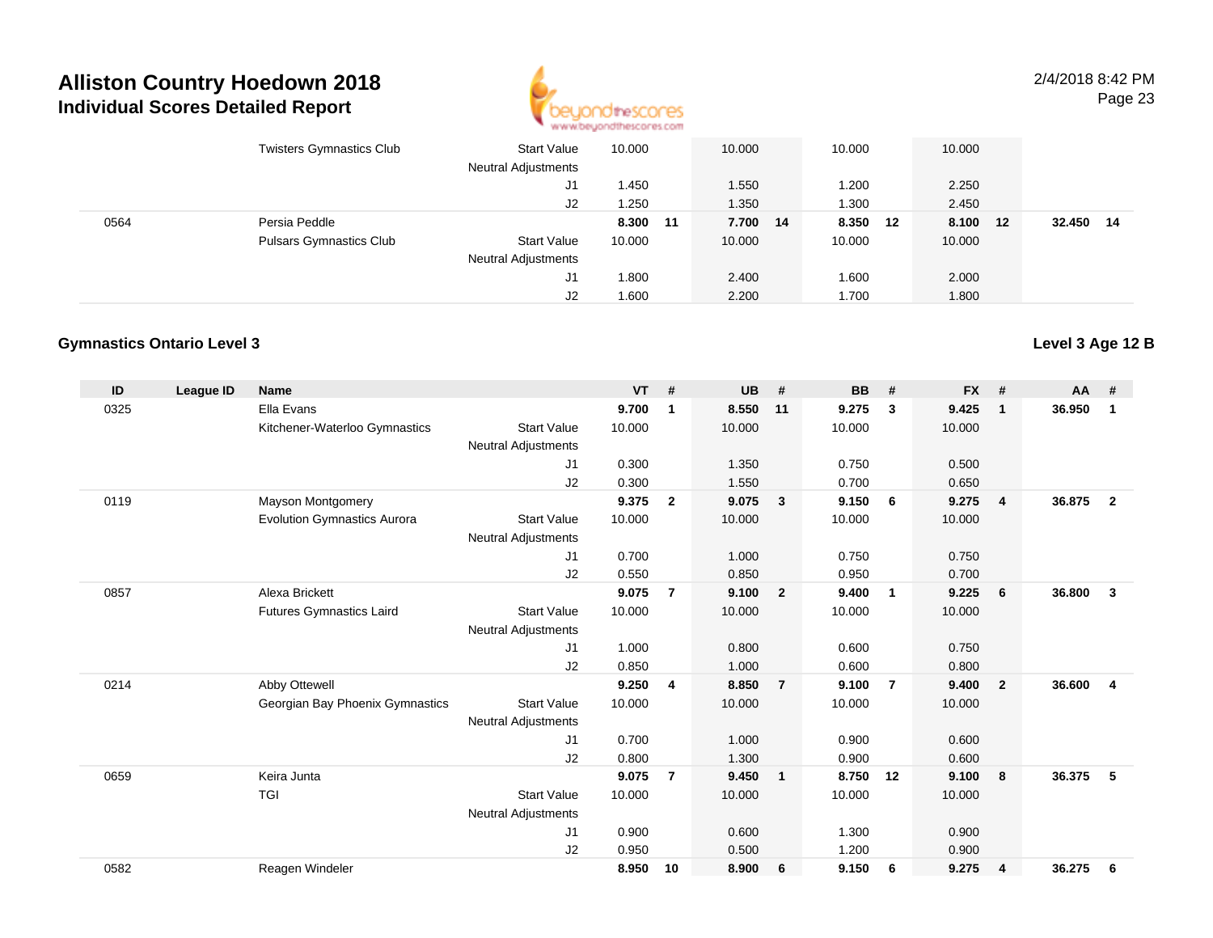# Alliston Country Hoedown 2018
## Individual Scores Detailed Report

| ID | League ID | Name | | VT | # | UB | # | BB | # | FX | # | AA | # |
|---|---|---|---|---|---|---|---|---|---|---|---|---|---|
| | | Twisters Gymnastics Club | Start Value | 10.000 | | 10.000 | | 10.000 | | 10.000 | | | |
| | | | Neutral Adjustments | | | | | | | | | | |
| | | | J1 | 1.450 | | 1.550 | | 1.200 | | 2.250 | | | |
| | | | J2 | 1.250 | | 1.350 | | 1.300 | | 2.450 | | | |
| 0564 | | Persia Peddle | | **8.300** | **11** | **7.700** | **14** | **8.350** | **12** | **8.100** | **12** | **32.450** | **14** |
| | | Pulsars Gymnastics Club | Start Value | 10.000 | | 10.000 | | 10.000 | | 10.000 | | | |
| | | | Neutral Adjustments | | | | | | | | | | |
| | | | J1 | 1.800 | | 2.400 | | 1.600 | | 2.000 | | | |
| | | | J2 | 1.600 | | 2.200 | | 1.700 | | 1.800 | | | |

### Gymnastics Ontario Level 3

**Level 3 Age 12 B**

| ID | League ID | Name | | VT | # | UB | # | BB | # | FX | # | AA | # |
|---|---|---|---|---|---|---|---|---|---|---|---|---|---|
| 0325 | | Ella Evans | | **9.700** | **1** | **8.550** | **11** | **9.275** | **3** | **9.425** | **1** | **36.950** | **1** |
| | | Kitchener-Waterloo Gymnastics | Start Value | 10.000 | | 10.000 | | 10.000 | | 10.000 | | | |
| | | | Neutral Adjustments | | | | | | | | | | |
| | | | J1 | 0.300 | | 1.350 | | 0.750 | | 0.500 | | | |
| | | | J2 | 0.300 | | 1.550 | | 0.700 | | 0.650 | | | |
| 0119 | | Mayson Montgomery | | **9.375** | **2** | **9.075** | **3** | **9.150** | **6** | **9.275** | **4** | **36.875** | **2** |
| | | Evolution Gymnastics Aurora | Start Value | 10.000 | | 10.000 | | 10.000 | | 10.000 | | | |
| | | | Neutral Adjustments | | | | | | | | | | |
| | | | J1 | 0.700 | | 1.000 | | 0.750 | | 0.750 | | | |
| | | | J2 | 0.550 | | 0.850 | | 0.950 | | 0.700 | | | |
| 0857 | | Alexa Brickett | | **9.075** | **7** | **9.100** | **2** | **9.400** | **1** | **9.225** | **6** | **36.800** | **3** |
| | | Futures Gymnastics Laird | Start Value | 10.000 | | 10.000 | | 10.000 | | 10.000 | | | |
| | | | Neutral Adjustments | | | | | | | | | | |
| | | | J1 | 1.000 | | 0.800 | | 0.600 | | 0.750 | | | |
| | | | J2 | 0.850 | | 1.000 | | 0.600 | | 0.800 | | | |
| 0214 | | Abby Ottewell | | **9.250** | **4** | **8.850** | **7** | **9.100** | **7** | **9.400** | **2** | **36.600** | **4** |
| | | Georgian Bay Phoenix Gymnastics | Start Value | 10.000 | | 10.000 | | 10.000 | | 10.000 | | | |
| | | | Neutral Adjustments | | | | | | | | | | |
| | | | J1 | 0.700 | | 1.000 | | 0.900 | | 0.600 | | | |
| | | | J2 | 0.800 | | 1.300 | | 0.900 | | 0.600 | | | |
| 0659 | | Keira Junta | | **9.075** | **7** | **9.450** | **1** | **8.750** | **12** | **9.100** | **8** | **36.375** | **5** |
| | | TGI | Start Value | 10.000 | | 10.000 | | 10.000 | | 10.000 | | | |
| | | | Neutral Adjustments | | | | | | | | | | |
| | | | J1 | 0.900 | | 0.600 | | 1.300 | | 0.900 | | | |
| | | | J2 | 0.950 | | 0.500 | | 1.200 | | 0.900 | | | |
| 0582 | | Reagen Windeler | | **8.950** | **10** | **8.900** | **6** | **9.150** | **6** | **9.275** | **4** | **36.275** | **6** |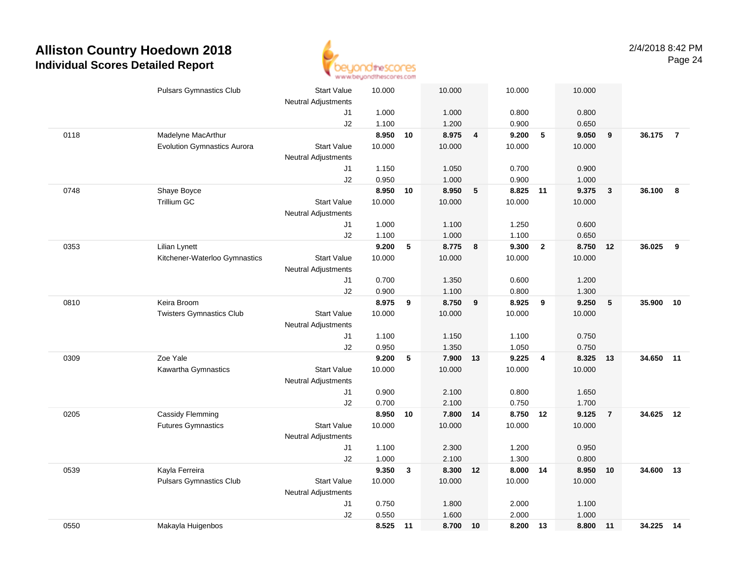# Alliston Country Hoedown 2018
## Individual Scores Detailed Report

2/4/2018 8:42 PM

| | | | | | | | | | | | | |
|---|---|---|---|---|---|---|---|---|---|---|---|---|
| | Pulsars Gymnastics Club | Start Value | 10.000 | | 10.000 | | 10.000 | | 10.000 | | | |
| | | Neutral Adjustments | | | | | | | | | | |
| | | J1 | 1.000 | | 1.000 | | 0.800 | | 0.800 | | | |
| | | J2 | 1.100 | | 1.200 | | 0.900 | | 0.650 | | | |
| 0118 | Madelyne MacArthur | | **8.950** | **10** | **8.975** | **4** | **9.200** | **5** | **9.050** | **9** | **36.175** | **7** |
| | Evolution Gymnastics Aurora | Start Value | 10.000 | | 10.000 | | 10.000 | | 10.000 | | | |
| | | Neutral Adjustments | | | | | | | | | | |
| | | J1 | 1.150 | | 1.050 | | 0.700 | | 0.900 | | | |
| | | J2 | 0.950 | | 1.000 | | 0.900 | | 1.000 | | | |
| 0748 | Shaye Boyce | | **8.950** | **10** | **8.950** | **5** | **8.825** | **11** | **9.375** | **3** | **36.100** | **8** |
| | Trillium GC | Start Value | 10.000 | | 10.000 | | 10.000 | | 10.000 | | | |
| | | Neutral Adjustments | | | | | | | | | | |
| | | J1 | 1.000 | | 1.100 | | 1.250 | | 0.600 | | | |
| | | J2 | 1.100 | | 1.000 | | 1.100 | | 0.650 | | | |
| 0353 | Lilian Lynett | | **9.200** | **5** | **8.775** | **8** | **9.300** | **2** | **8.750** | **12** | **36.025** | **9** |
| | Kitchener-Waterloo Gymnastics | Start Value | 10.000 | | 10.000 | | 10.000 | | 10.000 | | | |
| | | Neutral Adjustments | | | | | | | | | | |
| | | J1 | 0.700 | | 1.350 | | 0.600 | | 1.200 | | | |
| | | J2 | 0.900 | | 1.100 | | 0.800 | | 1.300 | | | |
| 0810 | Keira Broom | | **8.975** | **9** | **8.750** | **9** | **8.925** | **9** | **9.250** | **5** | **35.900** | **10** |
| | Twisters Gymnastics Club | Start Value | 10.000 | | 10.000 | | 10.000 | | 10.000 | | | |
| | | Neutral Adjustments | | | | | | | | | | |
| | | J1 | 1.100 | | 1.150 | | 1.100 | | 0.750 | | | |
| | | J2 | 0.950 | | 1.350 | | 1.050 | | 0.750 | | | |
| 0309 | Zoe Yale | | **9.200** | **5** | **7.900** | **13** | **9.225** | **4** | **8.325** | **13** | **34.650** | **11** |
| | Kawartha Gymnastics | Start Value | 10.000 | | 10.000 | | 10.000 | | 10.000 | | | |
| | | Neutral Adjustments | | | | | | | | | | |
| | | J1 | 0.900 | | 2.100 | | 0.800 | | 1.650 | | | |
| | | J2 | 0.700 | | 2.100 | | 0.750 | | 1.700 | | | |
| 0205 | Cassidy Flemming | | **8.950** | **10** | **7.800** | **14** | **8.750** | **12** | **9.125** | **7** | **34.625** | **12** |
| | Futures Gymnastics | Start Value | 10.000 | | 10.000 | | 10.000 | | 10.000 | | | |
| | | Neutral Adjustments | | | | | | | | | | |
| | | J1 | 1.100 | | 2.300 | | 1.200 | | 0.950 | | | |
| | | J2 | 1.000 | | 2.100 | | 1.300 | | 0.800 | | | |
| 0539 | Kayla Ferreira | | **9.350** | **3** | **8.300** | **12** | **8.000** | **14** | **8.950** | **10** | **34.600** | **13** |
| | Pulsars Gymnastics Club | Start Value | 10.000 | | 10.000 | | 10.000 | | 10.000 | | | |
| | | Neutral Adjustments | | | | | | | | | | |
| | | J1 | 0.750 | | 1.800 | | 2.000 | | 1.100 | | | |
| | | J2 | 0.550 | | 1.600 | | 2.000 | | 1.000 | | | |
| 0550 | Makayla Huigenbos | | **8.525** | **11** | **8.700** | **10** | **8.200** | **13** | **8.800** | **11** | **34.225** | **14** |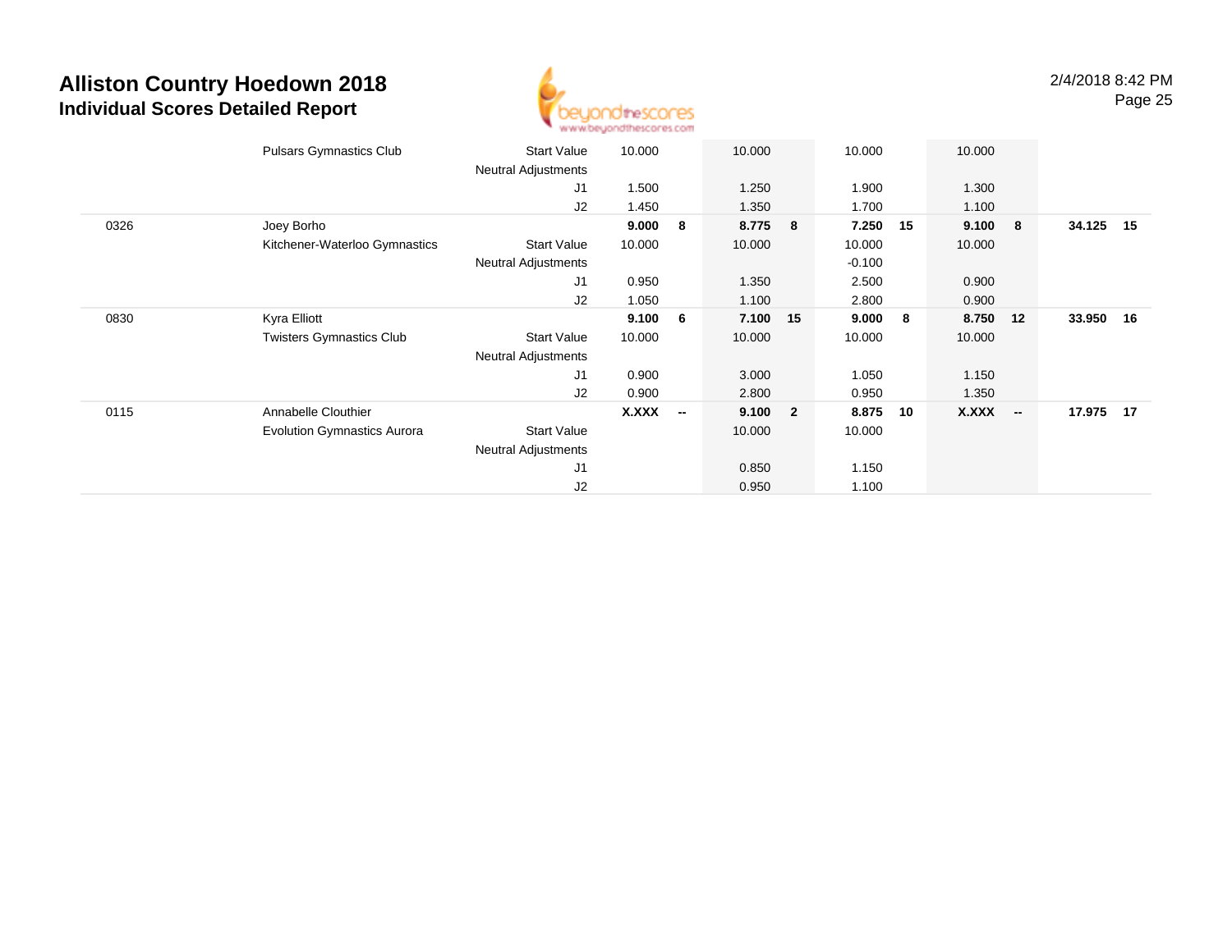# Alliston Country Hoedown 2018
## Individual Scores Detailed Report

2/4/2018 8:42 PM

| | | | | | | | | | | | | |
|---|---|---|---|---|---|---|---|---|---|---|---|---|
| | Pulsars Gymnastics Club | Start Value | 10.000 | | 10.000 | | 10.000 | | 10.000 | | | |
| | | Neutral Adjustments | | | | | | | | | | |
| | | J1 | 1.500 | | 1.250 | | 1.900 | | 1.300 | | | |
| | | J2 | 1.450 | | 1.350 | | 1.700 | | 1.100 | | | |
| 0326 | Joey Borho | | **9.000** | **8** | **8.775** | **8** | **7.250** | **15** | **9.100** | **8** | **34.125** | **15** |
| | Kitchener-Waterloo Gymnastics | Start Value | 10.000 | | 10.000 | | 10.000 | | 10.000 | | | |
| | | Neutral Adjustments | | | | | -0.100 | | | | | |
| | | J1 | 0.950 | | 1.350 | | 2.500 | | 0.900 | | | |
| | | J2 | 1.050 | | 1.100 | | 2.800 | | 0.900 | | | |
| 0830 | Kyra Elliott | | **9.100** | **6** | **7.100** | **15** | **9.000** | **8** | **8.750** | **12** | **33.950** | **16** |
| | Twisters Gymnastics Club | Start Value | 10.000 | | 10.000 | | 10.000 | | 10.000 | | | |
| | | Neutral Adjustments | | | | | | | | | | |
| | | J1 | 0.900 | | 3.000 | | 1.050 | | 1.150 | | | |
| | | J2 | 0.900 | | 2.800 | | 0.950 | | 1.350 | | | |
| 0115 | Annabelle Clouthier | | **X.XXX** | **--** | **9.100** | **2** | **8.875** | **10** | **X.XXX** | **--** | **17.975** | **17** |
| | Evolution Gymnastics Aurora | Start Value | | | 10.000 | | 10.000 | | | | | |
| | | Neutral Adjustments | | | | | | | | | | |
| | | J1 | | | 0.850 | | 1.150 | | | | | |
| | | J2 | | | 0.950 | | 1.100 | | | | | |